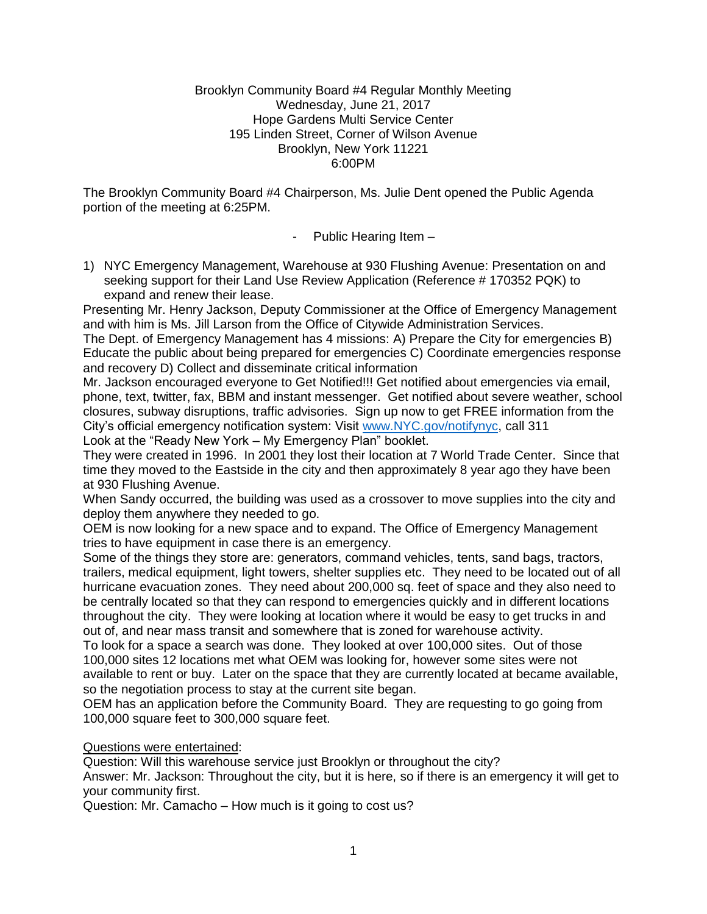Brooklyn Community Board #4 Regular Monthly Meeting
Wednesday, June 21, 2017
Hope Gardens Multi Service Center
195 Linden Street, Corner of Wilson Avenue
Brooklyn, New York 11221
6:00PM

The Brooklyn Community Board #4 Chairperson, Ms. Julie Dent opened the Public Agenda portion of the meeting at 6:25PM.

- Public Hearing Item –

1) NYC Emergency Management, Warehouse at 930 Flushing Avenue: Presentation on and seeking support for their Land Use Review Application (Reference # 170352 PQK) to expand and renew their lease.

Presenting Mr. Henry Jackson, Deputy Commissioner at the Office of Emergency Management and with him is Ms. Jill Larson from the Office of Citywide Administration Services.
The Dept. of Emergency Management has 4 missions: A) Prepare the City for emergencies B) Educate the public about being prepared for emergencies C) Coordinate emergencies response and recovery D) Collect and disseminate critical information
Mr. Jackson encouraged everyone to Get Notified!!! Get notified about emergencies via email, phone, text, twitter, fax, BBM and instant messenger. Get notified about severe weather, school closures, subway disruptions, traffic advisories. Sign up now to get FREE information from the City's official emergency notification system: Visit [www.NYC.gov/notifynyc](http://www.NYC.gov/notifynyc), call 311
Look at the "Ready New York – My Emergency Plan" booklet.
They were created in 1996. In 2001 they lost their location at 7 World Trade Center. Since that time they moved to the Eastside in the city and then approximately 8 year ago they have been at 930 Flushing Avenue.
When Sandy occurred, the building was used as a crossover to move supplies into the city and deploy them anywhere they needed to go.
OEM is now looking for a new space and to expand. The Office of Emergency Management tries to have equipment in case there is an emergency.
Some of the things they store are: generators, command vehicles, tents, sand bags, tractors, trailers, medical equipment, light towers, shelter supplies etc. They need to be located out of all hurricane evacuation zones. They need about 200,000 sq. feet of space and they also need to be centrally located so that they can respond to emergencies quickly and in different locations throughout the city. They were looking at location where it would be easy to get trucks in and out of, and near mass transit and somewhere that is zoned for warehouse activity.
To look for a space a search was done. They looked at over 100,000 sites. Out of those 100,000 sites 12 locations met what OEM was looking for, however some sites were not available to rent or buy. Later on the space that they are currently located at became available, so the negotiation process to stay at the current site began.
OEM has an application before the Community Board. They are requesting to go going from 100,000 square feet to 300,000 square feet.

<u>Questions were entertained</u>:
Question: Will this warehouse service just Brooklyn or throughout the city?
Answer: Mr. Jackson: Throughout the city, but it is here, so if there is an emergency it will get to your community first.
Question: Mr. Camacho – How much is it going to cost us?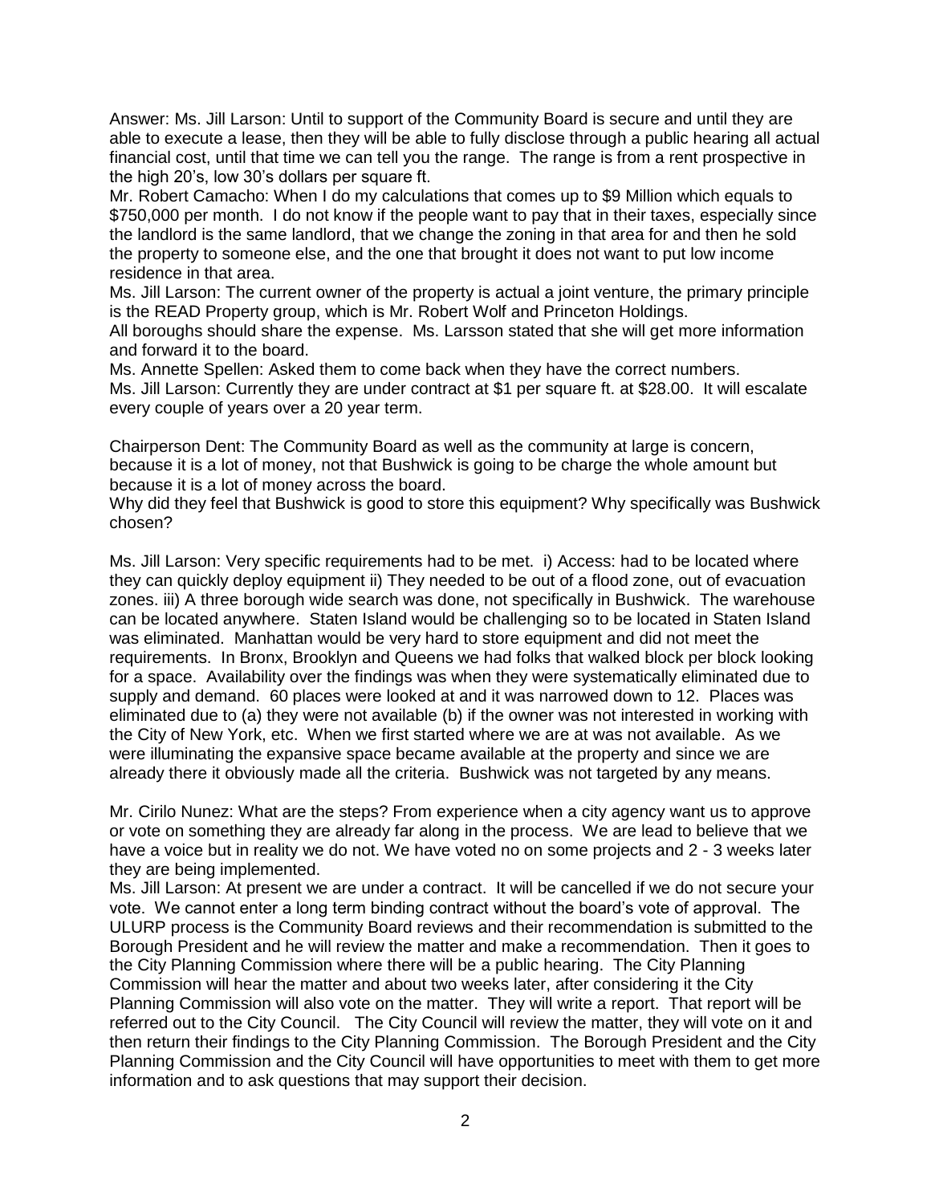Answer: Ms. Jill Larson: Until to support of the Community Board is secure and until they are able to execute a lease, then they will be able to fully disclose through a public hearing all actual financial cost, until that time we can tell you the range. The range is from a rent prospective in the high 20's, low 30's dollars per square ft.

Mr. Robert Camacho: When I do my calculations that comes up to $9 Million which equals to $750,000 per month. I do not know if the people want to pay that in their taxes, especially since the landlord is the same landlord, that we change the zoning in that area for and then he sold the property to someone else, and the one that brought it does not want to put low income residence in that area.

Ms. Jill Larson: The current owner of the property is actual a joint venture, the primary principle is the READ Property group, which is Mr. Robert Wolf and Princeton Holdings.

All boroughs should share the expense. Ms. Larsson stated that she will get more information and forward it to the board.

Ms. Annette Spellen: Asked them to come back when they have the correct numbers.

Ms. Jill Larson: Currently they are under contract at $1 per square ft. at $28.00. It will escalate every couple of years over a 20 year term.

Chairperson Dent: The Community Board as well as the community at large is concern, because it is a lot of money, not that Bushwick is going to be charge the whole amount but because it is a lot of money across the board.

Why did they feel that Bushwick is good to store this equipment? Why specifically was Bushwick chosen?

Ms. Jill Larson: Very specific requirements had to be met. i) Access: had to be located where they can quickly deploy equipment ii) They needed to be out of a flood zone, out of evacuation zones. iii) A three borough wide search was done, not specifically in Bushwick. The warehouse can be located anywhere. Staten Island would be challenging so to be located in Staten Island was eliminated. Manhattan would be very hard to store equipment and did not meet the requirements. In Bronx, Brooklyn and Queens we had folks that walked block per block looking for a space. Availability over the findings was when they were systematically eliminated due to supply and demand. 60 places were looked at and it was narrowed down to 12. Places was eliminated due to (a) they were not available (b) if the owner was not interested in working with the City of New York, etc. When we first started where we are at was not available. As we were illuminating the expansive space became available at the property and since we are already there it obviously made all the criteria. Bushwick was not targeted by any means.

Mr. Cirilo Nunez: What are the steps? From experience when a city agency want us to approve or vote on something they are already far along in the process. We are lead to believe that we have a voice but in reality we do not. We have voted no on some projects and 2 - 3 weeks later they are being implemented.

Ms. Jill Larson: At present we are under a contract. It will be cancelled if we do not secure your vote. We cannot enter a long term binding contract without the board's vote of approval. The ULURP process is the Community Board reviews and their recommendation is submitted to the Borough President and he will review the matter and make a recommendation. Then it goes to the City Planning Commission where there will be a public hearing. The City Planning Commission will hear the matter and about two weeks later, after considering it the City Planning Commission will also vote on the matter. They will write a report. That report will be referred out to the City Council. The City Council will review the matter, they will vote on it and then return their findings to the City Planning Commission. The Borough President and the City Planning Commission and the City Council will have opportunities to meet with them to get more information and to ask questions that may support their decision.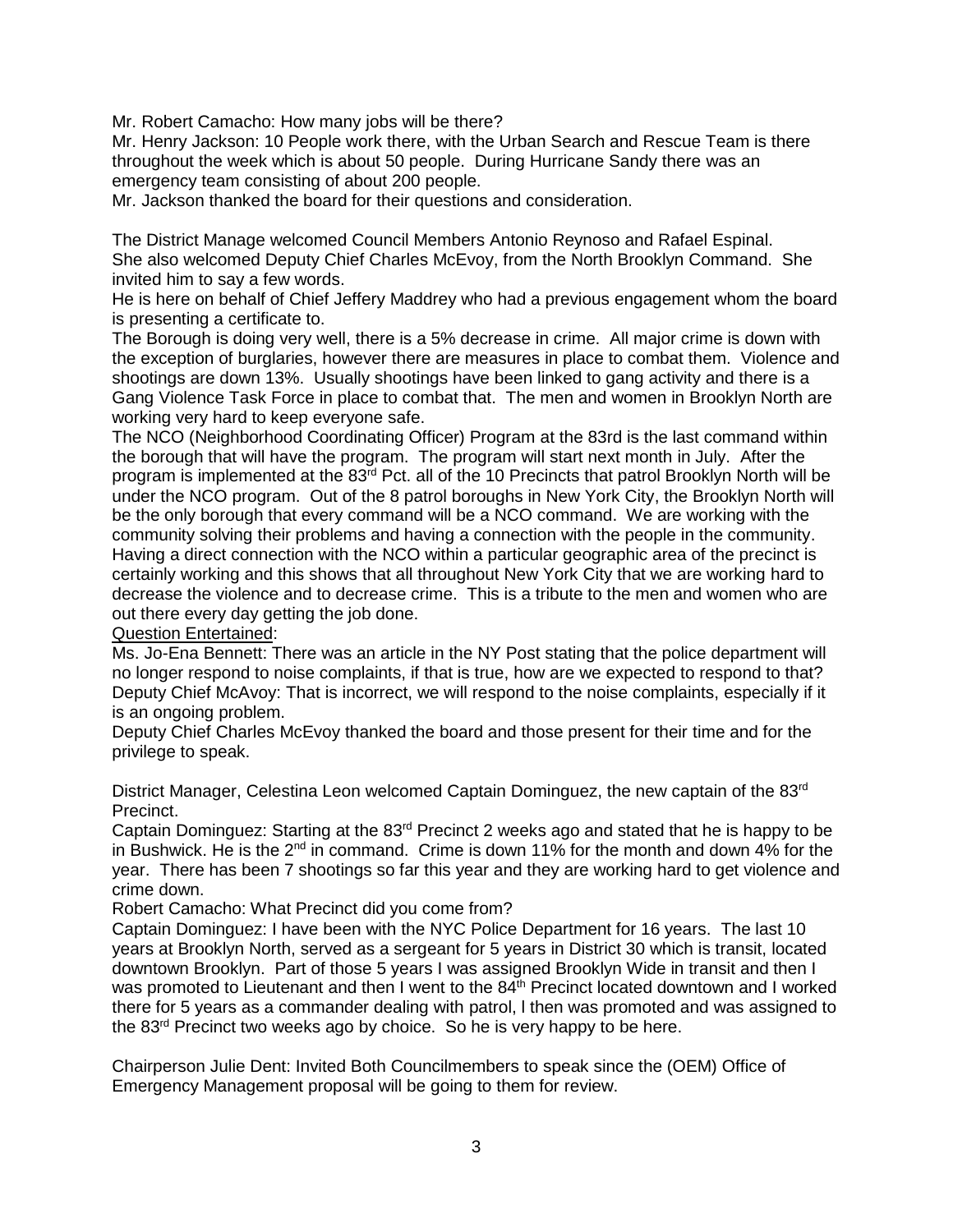Mr. Robert Camacho: How many jobs will be there?
Mr. Henry Jackson: 10 People work there, with the Urban Search and Rescue Team is there throughout the week which is about 50 people. During Hurricane Sandy there was an emergency team consisting of about 200 people.
Mr. Jackson thanked the board for their questions and consideration.

The District Manage welcomed Council Members Antonio Reynoso and Rafael Espinal.
She also welcomed Deputy Chief Charles McEvoy, from the North Brooklyn Command. She invited him to say a few words.
He is here on behalf of Chief Jeffery Maddrey who had a previous engagement whom the board is presenting a certificate to.
The Borough is doing very well, there is a 5% decrease in crime. All major crime is down with the exception of burglaries, however there are measures in place to combat them. Violence and shootings are down 13%. Usually shootings have been linked to gang activity and there is a Gang Violence Task Force in place to combat that. The men and women in Brooklyn North are working very hard to keep everyone safe.
The NCO (Neighborhood Coordinating Officer) Program at the 83rd is the last command within the borough that will have the program. The program will start next month in July. After the program is implemented at the 83rd Pct. all of the 10 Precincts that patrol Brooklyn North will be under the NCO program. Out of the 8 patrol boroughs in New York City, the Brooklyn North will be the only borough that every command will be a NCO command. We are working with the community solving their problems and having a connection with the people in the community. Having a direct connection with the NCO within a particular geographic area of the precinct is certainly working and this shows that all throughout New York City that we are working hard to decrease the violence and to decrease crime. This is a tribute to the men and women who are out there every day getting the job done.
Question Entertained:
Ms. Jo-Ena Bennett: There was an article in the NY Post stating that the police department will no longer respond to noise complaints, if that is true, how are we expected to respond to that?
Deputy Chief McAvoy: That is incorrect, we will respond to the noise complaints, especially if it is an ongoing problem.
Deputy Chief Charles McEvoy thanked the board and those present for their time and for the privilege to speak.

District Manager, Celestina Leon welcomed Captain Dominguez, the new captain of the 83rd Precinct.
Captain Dominguez: Starting at the 83rd Precinct 2 weeks ago and stated that he is happy to be in Bushwick. He is the 2nd in command. Crime is down 11% for the month and down 4% for the year. There has been 7 shootings so far this year and they are working hard to get violence and crime down.
Robert Camacho: What Precinct did you come from?
Captain Dominguez: I have been with the NYC Police Department for 16 years. The last 10 years at Brooklyn North, served as a sergeant for 5 years in District 30 which is transit, located downtown Brooklyn. Part of those 5 years I was assigned Brooklyn Wide in transit and then I was promoted to Lieutenant and then I went to the 84th Precinct located downtown and I worked there for 5 years as a commander dealing with patrol, l then was promoted and was assigned to the 83rd Precinct two weeks ago by choice. So he is very happy to be here.

Chairperson Julie Dent: Invited Both Councilmembers to speak since the (OEM) Office of Emergency Management proposal will be going to them for review.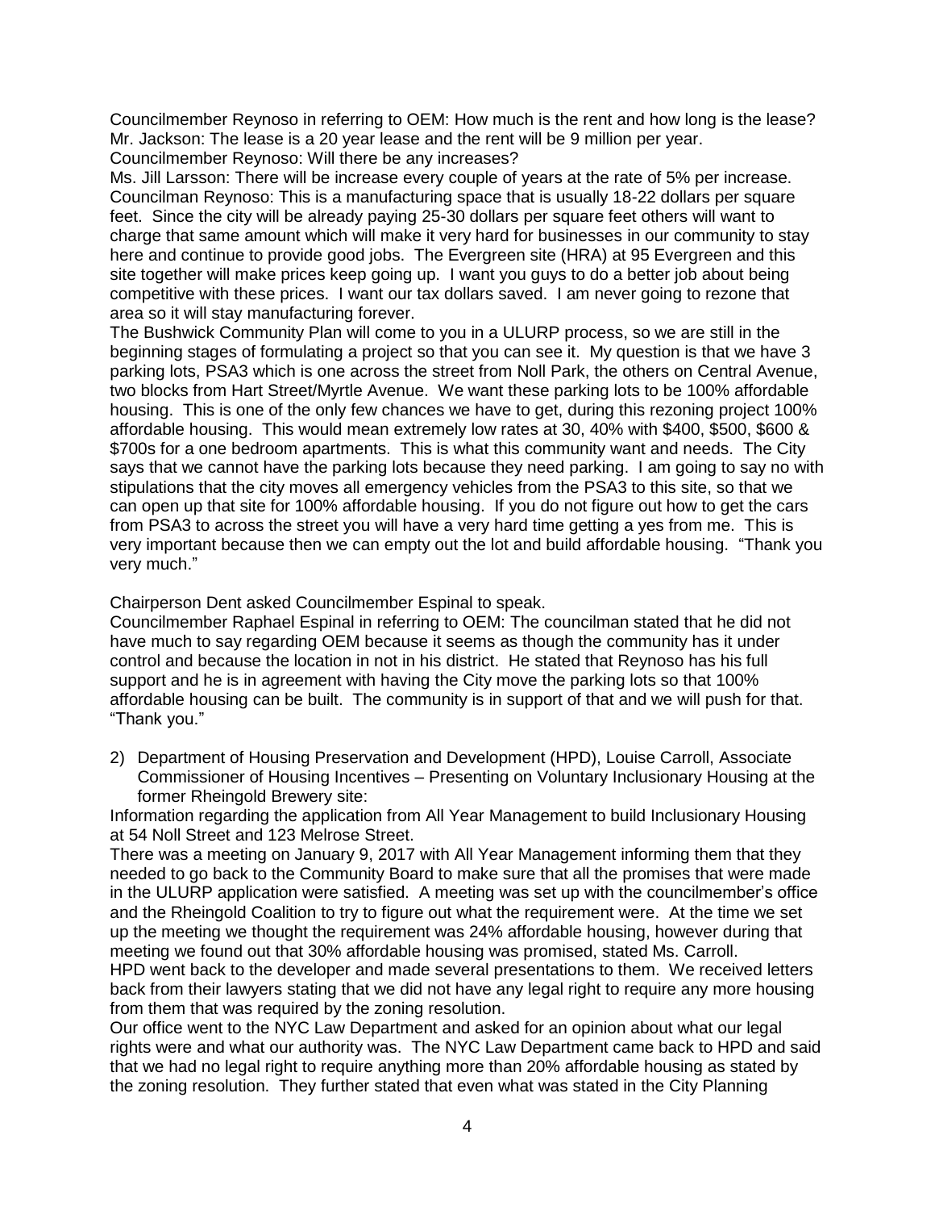Councilmember Reynoso in referring to OEM: How much is the rent and how long is the lease?
Mr. Jackson: The lease is a 20 year lease and the rent will be 9 million per year.
Councilmember Reynoso: Will there be any increases?
Ms. Jill Larsson: There will be increase every couple of years at the rate of 5% per increase.
Councilman Reynoso: This is a manufacturing space that is usually 18-22 dollars per square feet. Since the city will be already paying 25-30 dollars per square feet others will want to charge that same amount which will make it very hard for businesses in our community to stay here and continue to provide good jobs. The Evergreen site (HRA) at 95 Evergreen and this site together will make prices keep going up. I want you guys to do a better job about being competitive with these prices. I want our tax dollars saved. I am never going to rezone that area so it will stay manufacturing forever.
The Bushwick Community Plan will come to you in a ULURP process, so we are still in the beginning stages of formulating a project so that you can see it. My question is that we have 3 parking lots, PSA3 which is one across the street from Noll Park, the others on Central Avenue, two blocks from Hart Street/Myrtle Avenue. We want these parking lots to be 100% affordable housing. This is one of the only few chances we have to get, during this rezoning project 100% affordable housing. This would mean extremely low rates at 30, 40% with $400, $500, $600 & $700s for a one bedroom apartments. This is what this community want and needs. The City says that we cannot have the parking lots because they need parking. I am going to say no with stipulations that the city moves all emergency vehicles from the PSA3 to this site, so that we can open up that site for 100% affordable housing. If you do not figure out how to get the cars from PSA3 to across the street you will have a very hard time getting a yes from me. This is very important because then we can empty out the lot and build affordable housing. "Thank you very much."

Chairperson Dent asked Councilmember Espinal to speak.
Councilmember Raphael Espinal in referring to OEM: The councilman stated that he did not have much to say regarding OEM because it seems as though the community has it under control and because the location in not in his district. He stated that Reynoso has his full support and he is in agreement with having the City move the parking lots so that 100% affordable housing can be built. The community is in support of that and we will push for that. "Thank you."

2) Department of Housing Preservation and Development (HPD), Louise Carroll, Associate Commissioner of Housing Incentives – Presenting on Voluntary Inclusionary Housing at the former Rheingold Brewery site:

Information regarding the application from All Year Management to build Inclusionary Housing at 54 Noll Street and 123 Melrose Street.
There was a meeting on January 9, 2017 with All Year Management informing them that they needed to go back to the Community Board to make sure that all the promises that were made in the ULURP application were satisfied. A meeting was set up with the councilmember's office and the Rheingold Coalition to try to figure out what the requirement were. At the time we set up the meeting we thought the requirement was 24% affordable housing, however during that meeting we found out that 30% affordable housing was promised, stated Ms. Carroll.
HPD went back to the developer and made several presentations to them. We received letters back from their lawyers stating that we did not have any legal right to require any more housing from them that was required by the zoning resolution.
Our office went to the NYC Law Department and asked for an opinion about what our legal rights were and what our authority was. The NYC Law Department came back to HPD and said that we had no legal right to require anything more than 20% affordable housing as stated by the zoning resolution. They further stated that even what was stated in the City Planning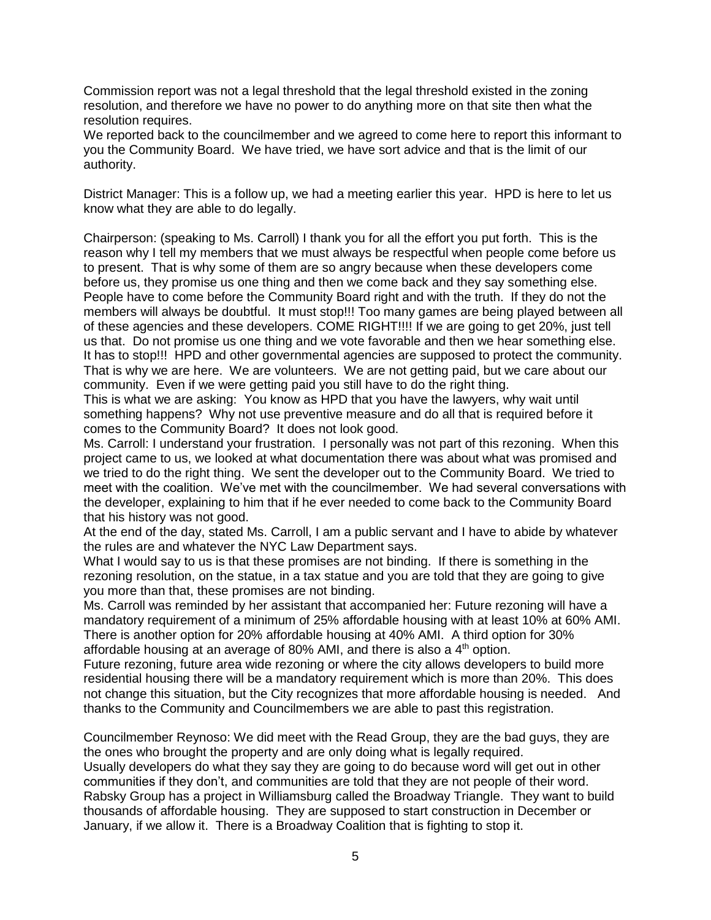Commission report was not a legal threshold that the legal threshold existed in the zoning resolution, and therefore we have no power to do anything more on that site then what the resolution requires.
We reported back to the councilmember and we agreed to come here to report this informant to you the Community Board. We have tried, we have sort advice and that is the limit of our authority.

District Manager: This is a follow up, we had a meeting earlier this year. HPD is here to let us know what they are able to do legally.

Chairperson: (speaking to Ms. Carroll) I thank you for all the effort you put forth. This is the reason why I tell my members that we must always be respectful when people come before us to present. That is why some of them are so angry because when these developers come before us, they promise us one thing and then we come back and they say something else. People have to come before the Community Board right and with the truth. If they do not the members will always be doubtful. It must stop!!! Too many games are being played between all of these agencies and these developers. COME RIGHT!!!! If we are going to get 20%, just tell us that. Do not promise us one thing and we vote favorable and then we hear something else. It has to stop!!! HPD and other governmental agencies are supposed to protect the community. That is why we are here. We are volunteers. We are not getting paid, but we care about our community. Even if we were getting paid you still have to do the right thing.
This is what we are asking: You know as HPD that you have the lawyers, why wait until something happens? Why not use preventive measure and do all that is required before it comes to the Community Board? It does not look good.
Ms. Carroll: I understand your frustration. I personally was not part of this rezoning. When this project came to us, we looked at what documentation there was about what was promised and we tried to do the right thing. We sent the developer out to the Community Board. We tried to meet with the coalition. We've met with the councilmember. We had several conversations with the developer, explaining to him that if he ever needed to come back to the Community Board that his history was not good.
At the end of the day, stated Ms. Carroll, I am a public servant and I have to abide by whatever the rules are and whatever the NYC Law Department says.
What I would say to us is that these promises are not binding. If there is something in the rezoning resolution, on the statue, in a tax statue and you are told that they are going to give you more than that, these promises are not binding.
Ms. Carroll was reminded by her assistant that accompanied her: Future rezoning will have a mandatory requirement of a minimum of 25% affordable housing with at least 10% at 60% AMI. There is another option for 20% affordable housing at 40% AMI. A third option for 30% affordable housing at an average of 80% AMI, and there is also a 4th option.
Future rezoning, future area wide rezoning or where the city allows developers to build more residential housing there will be a mandatory requirement which is more than 20%. This does not change this situation, but the City recognizes that more affordable housing is needed. And thanks to the Community and Councilmembers we are able to past this registration.

Councilmember Reynoso: We did meet with the Read Group, they are the bad guys, they are the ones who brought the property and are only doing what is legally required.
Usually developers do what they say they are going to do because word will get out in other communities if they don't, and communities are told that they are not people of their word. Rabsky Group has a project in Williamsburg called the Broadway Triangle. They want to build thousands of affordable housing. They are supposed to start construction in December or January, if we allow it. There is a Broadway Coalition that is fighting to stop it.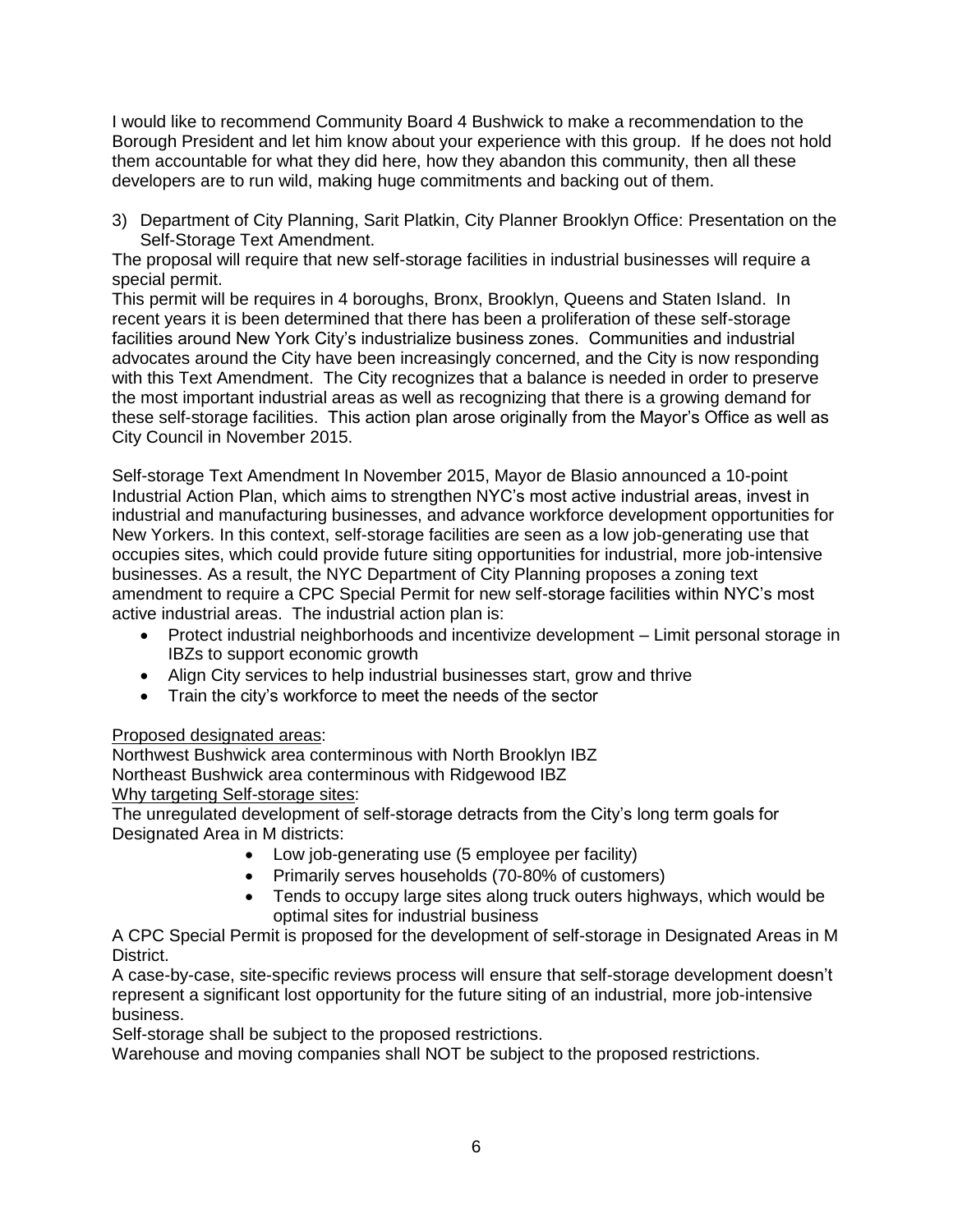I would like to recommend Community Board 4 Bushwick to make a recommendation to the Borough President and let him know about your experience with this group. If he does not hold them accountable for what they did here, how they abandon this community, then all these developers are to run wild, making huge commitments and backing out of them.

3) Department of City Planning, Sarit Platkin, City Planner Brooklyn Office: Presentation on the Self-Storage Text Amendment.

The proposal will require that new self-storage facilities in industrial businesses will require a special permit.

This permit will be requires in 4 boroughs, Bronx, Brooklyn, Queens and Staten Island. In recent years it is been determined that there has been a proliferation of these self-storage facilities around New York City's industrialize business zones. Communities and industrial advocates around the City have been increasingly concerned, and the City is now responding with this Text Amendment. The City recognizes that a balance is needed in order to preserve the most important industrial areas as well as recognizing that there is a growing demand for these self-storage facilities. This action plan arose originally from the Mayor's Office as well as City Council in November 2015.

Self-storage Text Amendment In November 2015, Mayor de Blasio announced a 10-point Industrial Action Plan, which aims to strengthen NYC's most active industrial areas, invest in industrial and manufacturing businesses, and advance workforce development opportunities for New Yorkers. In this context, self-storage facilities are seen as a low job-generating use that occupies sites, which could provide future siting opportunities for industrial, more job-intensive businesses. As a result, the NYC Department of City Planning proposes a zoning text amendment to require a CPC Special Permit for new self-storage facilities within NYC's most active industrial areas. The industrial action plan is:

- Protect industrial neighborhoods and incentivize development – Limit personal storage in IBZs to support economic growth
- Align City services to help industrial businesses start, grow and thrive
- Train the city's workforce to meet the needs of the sector

<u>Proposed designated areas</u>:

Northwest Bushwick area conterminous with North Brooklyn IBZ
Northeast Bushwick area conterminous with Ridgewood IBZ

<u>Why targeting Self-storage sites</u>:

The unregulated development of self-storage detracts from the City's long term goals for Designated Area in M districts:

- Low job-generating use (5 employee per facility)
- Primarily serves households (70-80% of customers)
- Tends to occupy large sites along truck outers highways, which would be optimal sites for industrial business

A CPC Special Permit is proposed for the development of self-storage in Designated Areas in M District.

A case-by-case, site-specific reviews process will ensure that self-storage development doesn't represent a significant lost opportunity for the future siting of an industrial, more job-intensive business.

Self-storage shall be subject to the proposed restrictions.

Warehouse and moving companies shall NOT be subject to the proposed restrictions.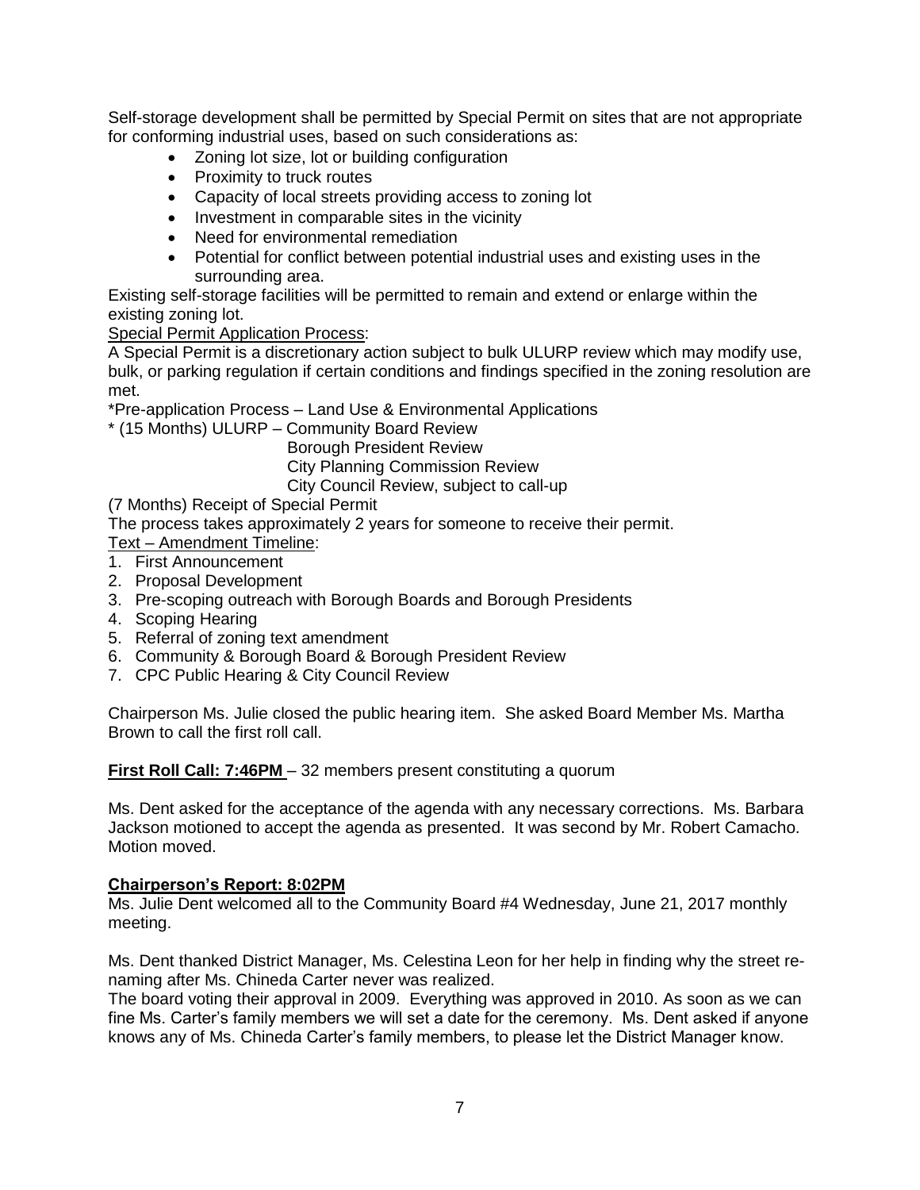Self-storage development shall be permitted by Special Permit on sites that are not appropriate for conforming industrial uses, based on such considerations as:

- Zoning lot size, lot or building configuration
- Proximity to truck routes
- Capacity of local streets providing access to zoning lot
- Investment in comparable sites in the vicinity
- Need for environmental remediation
- Potential for conflict between potential industrial uses and existing uses in the surrounding area.

Existing self-storage facilities will be permitted to remain and extend or enlarge within the existing zoning lot.

Special Permit Application Process:

A Special Permit is a discretionary action subject to bulk ULURP review which may modify use, bulk, or parking regulation if certain conditions and findings specified in the zoning resolution are met.

*Pre-application Process – Land Use & Environmental Applications

* (15 Months) ULURP – Community Board Review
  Borough President Review
  City Planning Commission Review
  City Council Review, subject to call-up

(7 Months) Receipt of Special Permit

The process takes approximately 2 years for someone to receive their permit.

Text – Amendment Timeline:

1. First Announcement
2. Proposal Development
3. Pre-scoping outreach with Borough Boards and Borough Presidents
4. Scoping Hearing
5. Referral of zoning text amendment
6. Community & Borough Board & Borough President Review
7. CPC Public Hearing & City Council Review

Chairperson Ms. Julie closed the public hearing item. She asked Board Member Ms. Martha Brown to call the first roll call.

**First Roll Call: 7:46PM** – 32 members present constituting a quorum

Ms. Dent asked for the acceptance of the agenda with any necessary corrections. Ms. Barbara Jackson motioned to accept the agenda as presented. It was second by Mr. Robert Camacho. Motion moved.

**Chairperson's Report: 8:02PM**

Ms. Julie Dent welcomed all to the Community Board #4 Wednesday, June 21, 2017 monthly meeting.

Ms. Dent thanked District Manager, Ms. Celestina Leon for her help in finding why the street re-naming after Ms. Chineda Carter never was realized.

The board voting their approval in 2009. Everything was approved in 2010. As soon as we can fine Ms. Carter's family members we will set a date for the ceremony. Ms. Dent asked if anyone knows any of Ms. Chineda Carter's family members, to please let the District Manager know.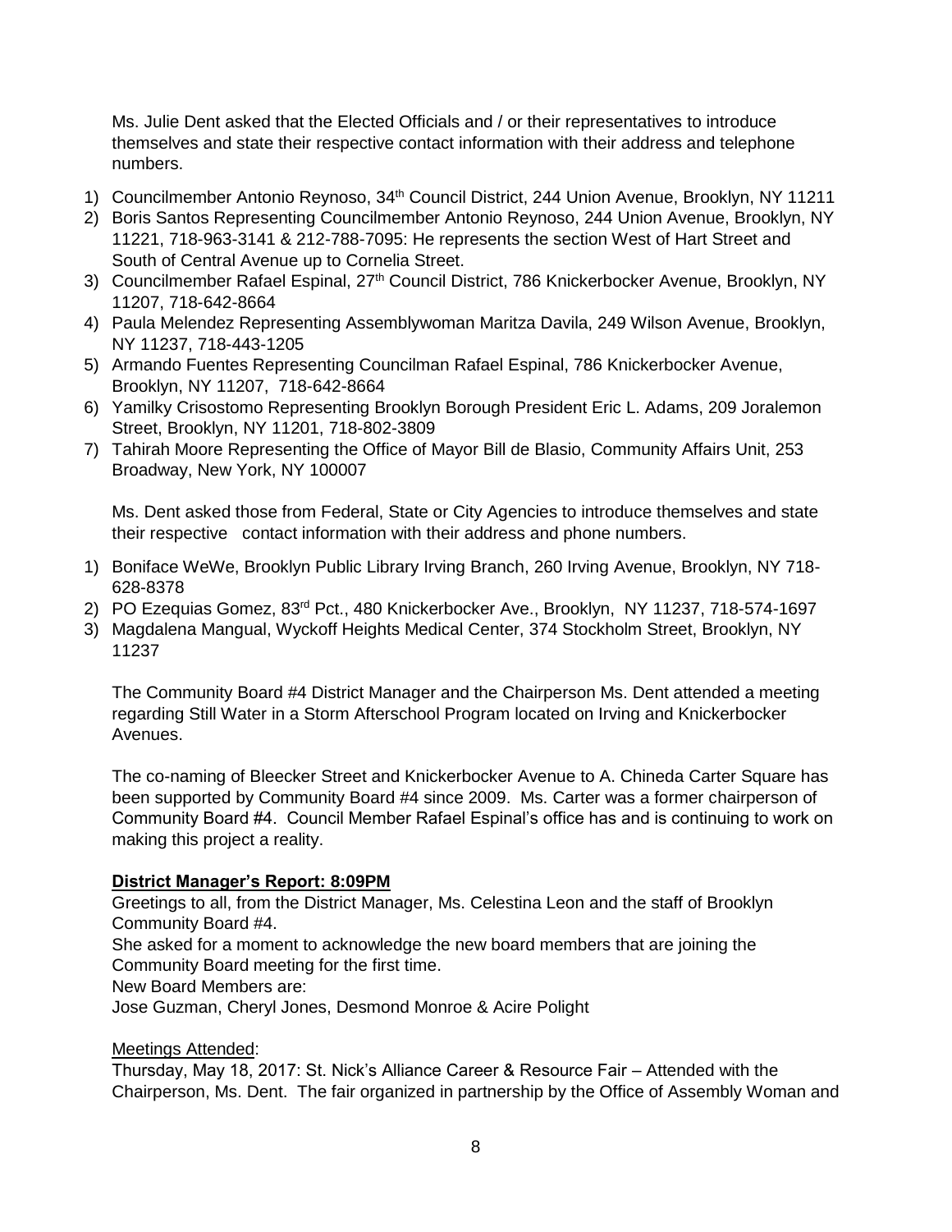Ms. Julie Dent asked that the Elected Officials and / or their representatives to introduce themselves and state their respective contact information with their address and telephone numbers.

1) Councilmember Antonio Reynoso, 34th Council District, 244 Union Avenue, Brooklyn, NY 11211
2) Boris Santos Representing Councilmember Antonio Reynoso, 244 Union Avenue, Brooklyn, NY 11221, 718-963-3141 & 212-788-7095: He represents the section West of Hart Street and South of Central Avenue up to Cornelia Street.
3) Councilmember Rafael Espinal, 27th Council District, 786 Knickerbocker Avenue, Brooklyn, NY 11207, 718-642-8664
4) Paula Melendez Representing Assemblywoman Maritza Davila, 249 Wilson Avenue, Brooklyn, NY 11237, 718-443-1205
5) Armando Fuentes Representing Councilman Rafael Espinal, 786 Knickerbocker Avenue, Brooklyn, NY 11207, 718-642-8664
6) Yamilky Crisostomo Representing Brooklyn Borough President Eric L. Adams, 209 Joralemon Street, Brooklyn, NY 11201, 718-802-3809
7) Tahirah Moore Representing the Office of Mayor Bill de Blasio, Community Affairs Unit, 253 Broadway, New York, NY 100007

Ms. Dent asked those from Federal, State or City Agencies to introduce themselves and state their respective contact information with their address and phone numbers.

1) Boniface WeWe, Brooklyn Public Library Irving Branch, 260 Irving Avenue, Brooklyn, NY 718-628-8378
2) PO Ezequias Gomez, 83rd Pct., 480 Knickerbocker Ave., Brooklyn, NY 11237, 718-574-1697
3) Magdalena Mangual, Wyckoff Heights Medical Center, 374 Stockholm Street, Brooklyn, NY 11237

The Community Board #4 District Manager and the Chairperson Ms. Dent attended a meeting regarding Still Water in a Storm Afterschool Program located on Irving and Knickerbocker Avenues.

The co-naming of Bleecker Street and Knickerbocker Avenue to A. Chineda Carter Square has been supported by Community Board #4 since 2009. Ms. Carter was a former chairperson of Community Board #4. Council Member Rafael Espinal's office has and is continuing to work on making this project a reality.

**District Manager's Report: 8:09PM**

Greetings to all, from the District Manager, Ms. Celestina Leon and the staff of Brooklyn Community Board #4.
She asked for a moment to acknowledge the new board members that are joining the Community Board meeting for the first time.
New Board Members are:
Jose Guzman, Cheryl Jones, Desmond Monroe & Acire Polight

Meetings Attended:

Thursday, May 18, 2017: St. Nick's Alliance Career & Resource Fair – Attended with the Chairperson, Ms. Dent. The fair organized in partnership by the Office of Assembly Woman and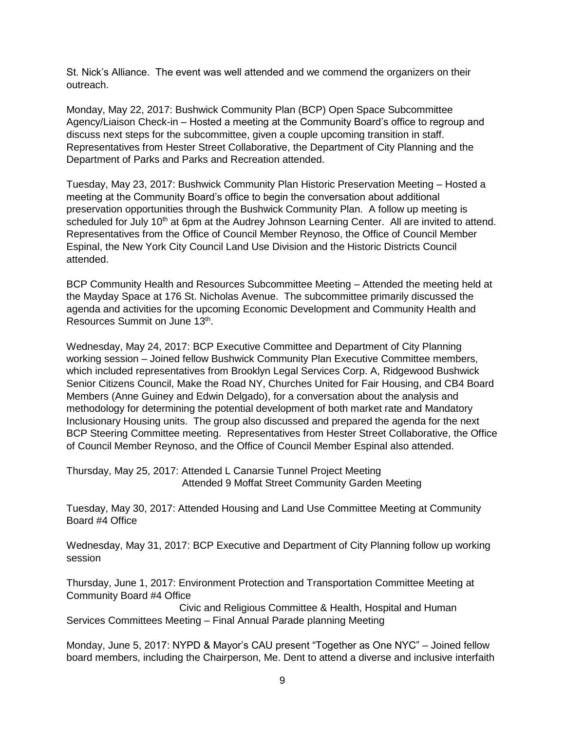St. Nick's Alliance. The event was well attended and we commend the organizers on their outreach.

Monday, May 22, 2017: Bushwick Community Plan (BCP) Open Space Subcommittee Agency/Liaison Check-in – Hosted a meeting at the Community Board's office to regroup and discuss next steps for the subcommittee, given a couple upcoming transition in staff. Representatives from Hester Street Collaborative, the Department of City Planning and the Department of Parks and Parks and Recreation attended.

Tuesday, May 23, 2017: Bushwick Community Plan Historic Preservation Meeting – Hosted a meeting at the Community Board's office to begin the conversation about additional preservation opportunities through the Bushwick Community Plan. A follow up meeting is scheduled for July 10th at 6pm at the Audrey Johnson Learning Center. All are invited to attend. Representatives from the Office of Council Member Reynoso, the Office of Council Member Espinal, the New York City Council Land Use Division and the Historic Districts Council attended.

BCP Community Health and Resources Subcommittee Meeting – Attended the meeting held at the Mayday Space at 176 St. Nicholas Avenue. The subcommittee primarily discussed the agenda and activities for the upcoming Economic Development and Community Health and Resources Summit on June 13th.

Wednesday, May 24, 2017: BCP Executive Committee and Department of City Planning working session – Joined fellow Bushwick Community Plan Executive Committee members, which included representatives from Brooklyn Legal Services Corp. A, Ridgewood Bushwick Senior Citizens Council, Make the Road NY, Churches United for Fair Housing, and CB4 Board Members (Anne Guiney and Edwin Delgado), for a conversation about the analysis and methodology for determining the potential development of both market rate and Mandatory Inclusionary Housing units. The group also discussed and prepared the agenda for the next BCP Steering Committee meeting. Representatives from Hester Street Collaborative, the Office of Council Member Reynoso, and the Office of Council Member Espinal also attended.

Thursday, May 25, 2017: Attended L Canarsie Tunnel Project Meeting
Attended 9 Moffat Street Community Garden Meeting

Tuesday, May 30, 2017: Attended Housing and Land Use Committee Meeting at Community Board #4 Office

Wednesday, May 31, 2017: BCP Executive and Department of City Planning follow up working session

Thursday, June 1, 2017: Environment Protection and Transportation Committee Meeting at Community Board #4 Office
Civic and Religious Committee & Health, Hospital and Human Services Committees Meeting – Final Annual Parade planning Meeting

Monday, June 5, 2017: NYPD & Mayor's CAU present "Together as One NYC" – Joined fellow board members, including the Chairperson, Me. Dent to attend a diverse and inclusive interfaith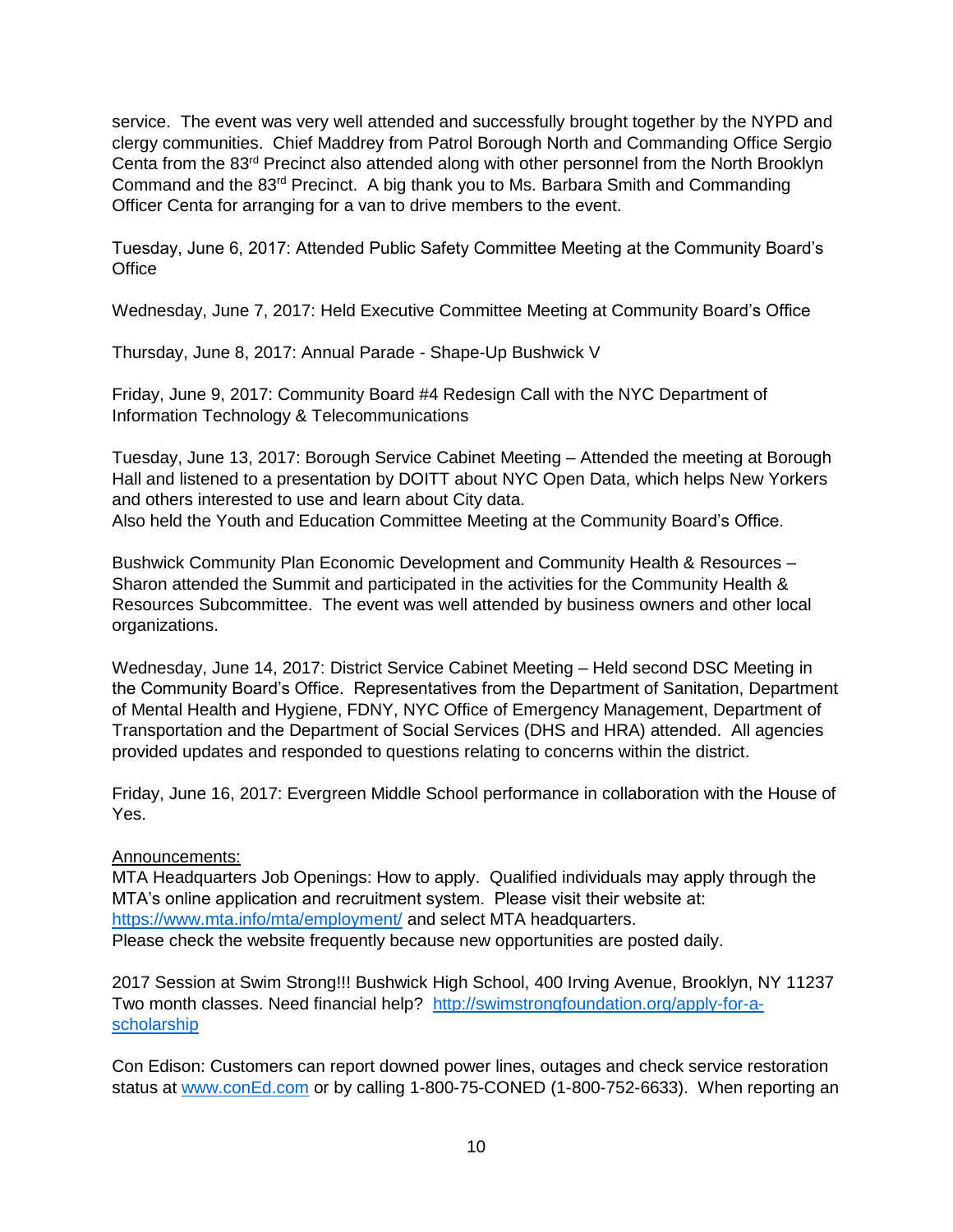service. The event was very well attended and successfully brought together by the NYPD and clergy communities. Chief Maddrey from Patrol Borough North and Commanding Office Sergio Centa from the 83rd Precinct also attended along with other personnel from the North Brooklyn Command and the 83rd Precinct. A big thank you to Ms. Barbara Smith and Commanding Officer Centa for arranging for a van to drive members to the event.

Tuesday, June 6, 2017: Attended Public Safety Committee Meeting at the Community Board's Office

Wednesday, June 7, 2017: Held Executive Committee Meeting at Community Board's Office

Thursday, June 8, 2017: Annual Parade - Shape-Up Bushwick V

Friday, June 9, 2017: Community Board #4 Redesign Call with the NYC Department of Information Technology & Telecommunications

Tuesday, June 13, 2017: Borough Service Cabinet Meeting – Attended the meeting at Borough Hall and listened to a presentation by DOITT about NYC Open Data, which helps New Yorkers and others interested to use and learn about City data.
Also held the Youth and Education Committee Meeting at the Community Board's Office.

Bushwick Community Plan Economic Development and Community Health & Resources – Sharon attended the Summit and participated in the activities for the Community Health & Resources Subcommittee. The event was well attended by business owners and other local organizations.

Wednesday, June 14, 2017: District Service Cabinet Meeting – Held second DSC Meeting in the Community Board's Office. Representatives from the Department of Sanitation, Department of Mental Health and Hygiene, FDNY, NYC Office of Emergency Management, Department of Transportation and the Department of Social Services (DHS and HRA) attended. All agencies provided updates and responded to questions relating to concerns within the district.

Friday, June 16, 2017: Evergreen Middle School performance in collaboration with the House of Yes.

Announcements:

MTA Headquarters Job Openings: How to apply. Qualified individuals may apply through the MTA's online application and recruitment system. Please visit their website at: https://www.mta.info/mta/employment/ and select MTA headquarters.
Please check the website frequently because new opportunities are posted daily.

2017 Session at Swim Strong!!! Bushwick High School, 400 Irving Avenue, Brooklyn, NY 11237
Two month classes. Need financial help? http://swimstrongfoundation.org/apply-for-a-scholarship

Con Edison: Customers can report downed power lines, outages and check service restoration status at www.conEd.com or by calling 1-800-75-CONED (1-800-752-6633). When reporting an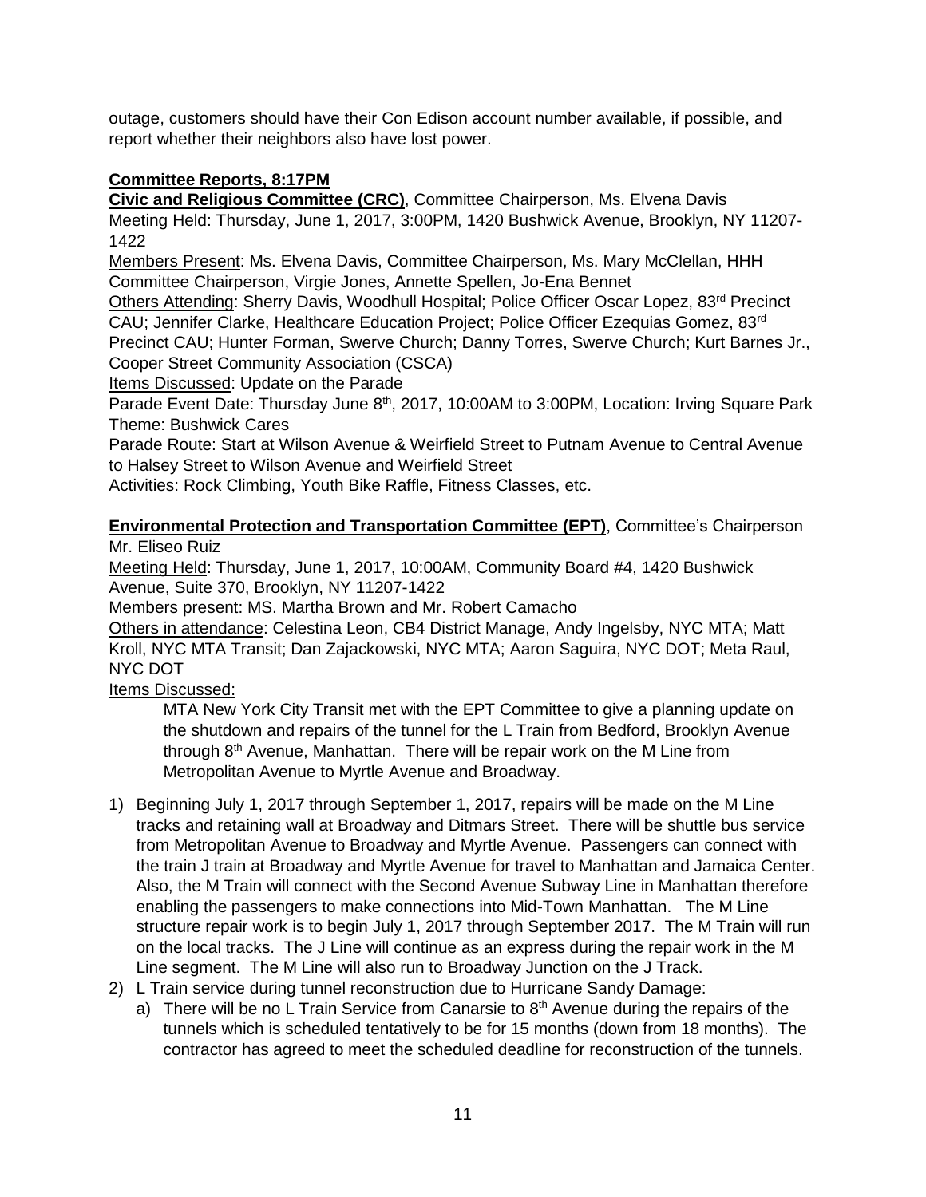outage, customers should have their Con Edison account number available, if possible, and report whether their neighbors also have lost power.

**Committee Reports, 8:17PM**

**Civic and Religious Committee (CRC)**, Committee Chairperson, Ms. Elvena Davis
Meeting Held: Thursday, June 1, 2017, 3:00PM, 1420 Bushwick Avenue, Brooklyn, NY 11207-1422
Members Present: Ms. Elvena Davis, Committee Chairperson, Ms. Mary McClellan, HHH Committee Chairperson, Virgie Jones, Annette Spellen, Jo-Ena Bennet
Others Attending: Sherry Davis, Woodhull Hospital; Police Officer Oscar Lopez, 83rd Precinct CAU; Jennifer Clarke, Healthcare Education Project; Police Officer Ezequias Gomez, 83rd Precinct CAU; Hunter Forman, Swerve Church; Danny Torres, Swerve Church; Kurt Barnes Jr., Cooper Street Community Association (CSCA)
Items Discussed: Update on the Parade
Parade Event Date: Thursday June 8th, 2017, 10:00AM to 3:00PM, Location: Irving Square Park
Theme: Bushwick Cares
Parade Route: Start at Wilson Avenue & Weirfield Street to Putnam Avenue to Central Avenue to Halsey Street to Wilson Avenue and Weirfield Street
Activities: Rock Climbing, Youth Bike Raffle, Fitness Classes, etc.

**Environmental Protection and Transportation Committee (EPT)**, Committee's Chairperson Mr. Eliseo Ruiz
Meeting Held: Thursday, June 1, 2017, 10:00AM, Community Board #4, 1420 Bushwick Avenue, Suite 370, Brooklyn, NY 11207-1422
Members present: MS. Martha Brown and Mr. Robert Camacho
Others in attendance: Celestina Leon, CB4 District Manage, Andy Ingelsby, NYC MTA; Matt Kroll, NYC MTA Transit; Dan Zajackowski, NYC MTA; Aaron Saguira, NYC DOT; Meta Raul, NYC DOT
Items Discussed:

MTA New York City Transit met with the EPT Committee to give a planning update on the shutdown and repairs of the tunnel for the L Train from Bedford, Brooklyn Avenue through 8th Avenue, Manhattan. There will be repair work on the M Line from Metropolitan Avenue to Myrtle Avenue and Broadway.

1) Beginning July 1, 2017 through September 1, 2017, repairs will be made on the M Line tracks and retaining wall at Broadway and Ditmars Street. There will be shuttle bus service from Metropolitan Avenue to Broadway and Myrtle Avenue. Passengers can connect with the train J train at Broadway and Myrtle Avenue for travel to Manhattan and Jamaica Center. Also, the M Train will connect with the Second Avenue Subway Line in Manhattan therefore enabling the passengers to make connections into Mid-Town Manhattan. The M Line structure repair work is to begin July 1, 2017 through September 2017. The M Train will run on the local tracks. The J Line will continue as an express during the repair work in the M Line segment. The M Line will also run to Broadway Junction on the J Track.
2) L Train service during tunnel reconstruction due to Hurricane Sandy Damage:
   a) There will be no L Train Service from Canarsie to 8th Avenue during the repairs of the tunnels which is scheduled tentatively to be for 15 months (down from 18 months). The contractor has agreed to meet the scheduled deadline for reconstruction of the tunnels.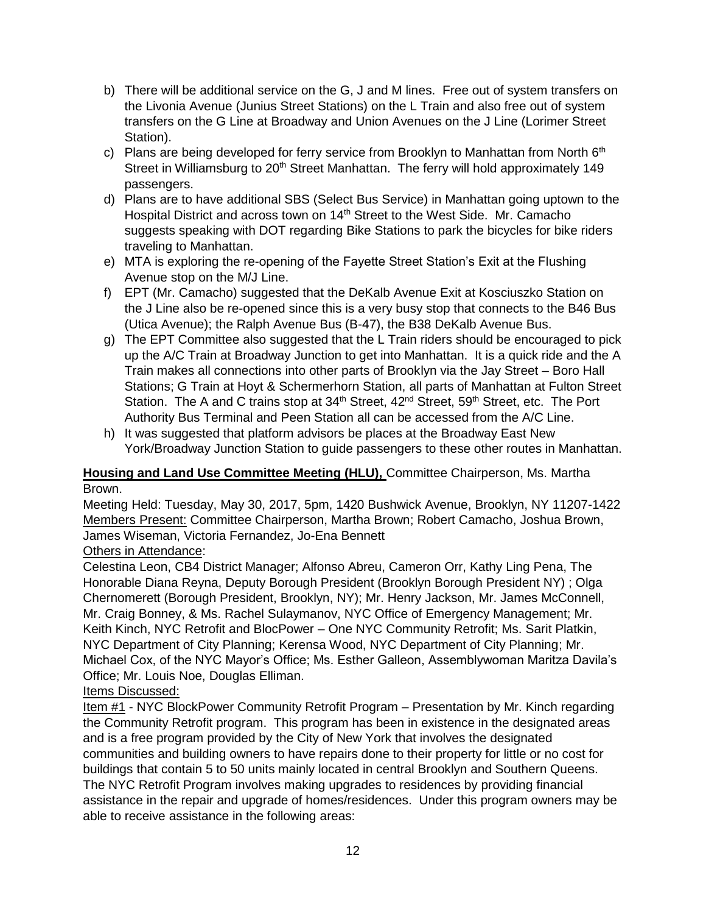b) There will be additional service on the G, J and M lines. Free out of system transfers on the Livonia Avenue (Junius Street Stations) on the L Train and also free out of system transfers on the G Line at Broadway and Union Avenues on the J Line (Lorimer Street Station).
c) Plans are being developed for ferry service from Brooklyn to Manhattan from North 6th Street in Williamsburg to 20th Street Manhattan. The ferry will hold approximately 149 passengers.
d) Plans are to have additional SBS (Select Bus Service) in Manhattan going uptown to the Hospital District and across town on 14th Street to the West Side. Mr. Camacho suggests speaking with DOT regarding Bike Stations to park the bicycles for bike riders traveling to Manhattan.
e) MTA is exploring the re-opening of the Fayette Street Station's Exit at the Flushing Avenue stop on the M/J Line.
f) EPT (Mr. Camacho) suggested that the DeKalb Avenue Exit at Kosciuszko Station on the J Line also be re-opened since this is a very busy stop that connects to the B46 Bus (Utica Avenue); the Ralph Avenue Bus (B-47), the B38 DeKalb Avenue Bus.
g) The EPT Committee also suggested that the L Train riders should be encouraged to pick up the A/C Train at Broadway Junction to get into Manhattan. It is a quick ride and the A Train makes all connections into other parts of Brooklyn via the Jay Street – Boro Hall Stations; G Train at Hoyt & Schermerhorn Station, all parts of Manhattan at Fulton Street Station. The A and C trains stop at 34th Street, 42nd Street, 59th Street, etc. The Port Authority Bus Terminal and Peen Station all can be accessed from the A/C Line.
h) It was suggested that platform advisors be places at the Broadway East New York/Broadway Junction Station to guide passengers to these other routes in Manhattan.

**Housing and Land Use Committee Meeting (HLU),** Committee Chairperson, Ms. Martha Brown.

Meeting Held: Tuesday, May 30, 2017, 5pm, 1420 Bushwick Avenue, Brooklyn, NY 11207-1422

Members Present: Committee Chairperson, Martha Brown; Robert Camacho, Joshua Brown, James Wiseman, Victoria Fernandez, Jo-Ena Bennett

Others in Attendance:

Celestina Leon, CB4 District Manager; Alfonso Abreu, Cameron Orr, Kathy Ling Pena, The Honorable Diana Reyna, Deputy Borough President (Brooklyn Borough President NY) ; Olga Chernomerett (Borough President, Brooklyn, NY); Mr. Henry Jackson, Mr. James McConnell, Mr. Craig Bonney, & Ms. Rachel Sulaymanov, NYC Office of Emergency Management; Mr. Keith Kinch, NYC Retrofit and BlocPower – One NYC Community Retrofit; Ms. Sarit Platkin, NYC Department of City Planning; Kerensa Wood, NYC Department of City Planning; Mr. Michael Cox, of the NYC Mayor's Office; Ms. Esther Galleon, Assemblywoman Maritza Davila's Office; Mr. Louis Noe, Douglas Elliman.

Items Discussed:

Item #1 - NYC BlockPower Community Retrofit Program – Presentation by Mr. Kinch regarding the Community Retrofit program. This program has been in existence in the designated areas and is a free program provided by the City of New York that involves the designated communities and building owners to have repairs done to their property for little or no cost for buildings that contain 5 to 50 units mainly located in central Brooklyn and Southern Queens. The NYC Retrofit Program involves making upgrades to residences by providing financial assistance in the repair and upgrade of homes/residences. Under this program owners may be able to receive assistance in the following areas: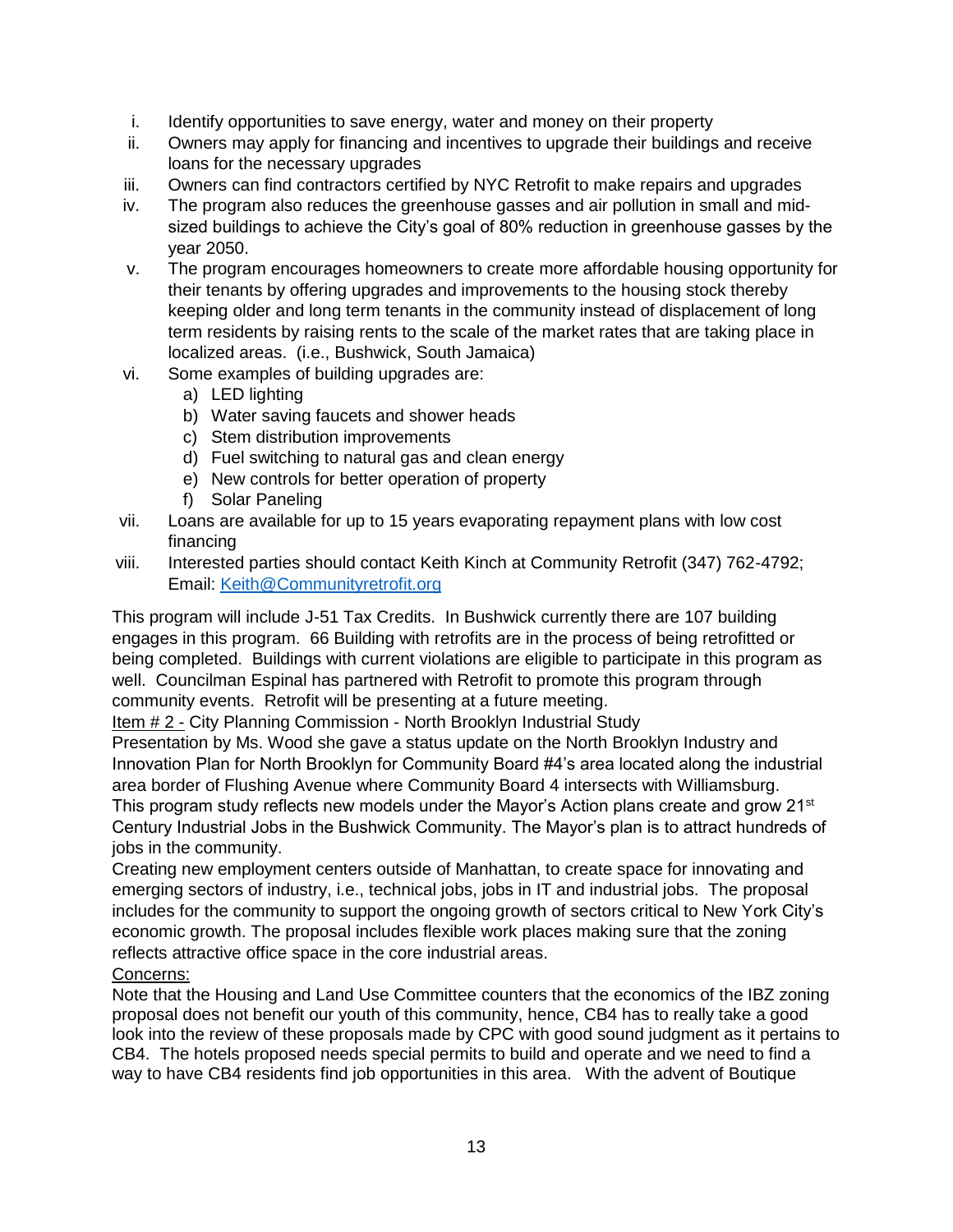i. Identify opportunities to save energy, water and money on their property
ii. Owners may apply for financing and incentives to upgrade their buildings and receive loans for the necessary upgrades
iii. Owners can find contractors certified by NYC Retrofit to make repairs and upgrades
iv. The program also reduces the greenhouse gasses and air pollution in small and mid-sized buildings to achieve the City's goal of 80% reduction in greenhouse gasses by the year 2050.
v. The program encourages homeowners to create more affordable housing opportunity for their tenants by offering upgrades and improvements to the housing stock thereby keeping older and long term tenants in the community instead of displacement of long term residents by raising rents to the scale of the market rates that are taking place in localized areas. (i.e., Bushwick, South Jamaica)
vi. Some examples of building upgrades are:
   a) LED lighting
   b) Water saving faucets and shower heads
   c) Stem distribution improvements
   d) Fuel switching to natural gas and clean energy
   e) New controls for better operation of property
   f) Solar Paneling
vii. Loans are available for up to 15 years evaporating repayment plans with low cost financing
viii. Interested parties should contact Keith Kinch at Community Retrofit (347) 762-4792; Email: [Keith@Communityretrofit.org](mailto:Keith@Communityretrofit.org)

This program will include J-51 Tax Credits. In Bushwick currently there are 107 building engages in this program. 66 Building with retrofits are in the process of being retrofitted or being completed. Buildings with current violations are eligible to participate in this program as well. Councilman Espinal has partnered with Retrofit to promote this program through community events. Retrofit will be presenting at a future meeting.

<u>Item # 2 -</u> City Planning Commission - North Brooklyn Industrial Study

Presentation by Ms. Wood she gave a status update on the North Brooklyn Industry and Innovation Plan for North Brooklyn for Community Board #4's area located along the industrial area border of Flushing Avenue where Community Board 4 intersects with Williamsburg.

This program study reflects new models under the Mayor's Action plans create and grow 21st Century Industrial Jobs in the Bushwick Community. The Mayor's plan is to attract hundreds of jobs in the community.

Creating new employment centers outside of Manhattan, to create space for innovating and emerging sectors of industry, i.e., technical jobs, jobs in IT and industrial jobs. The proposal includes for the community to support the ongoing growth of sectors critical to New York City's economic growth. The proposal includes flexible work places making sure that the zoning reflects attractive office space in the core industrial areas.

<u>Concerns:</u>

Note that the Housing and Land Use Committee counters that the economics of the IBZ zoning proposal does not benefit our youth of this community, hence, CB4 has to really take a good look into the review of these proposals made by CPC with good sound judgment as it pertains to CB4. The hotels proposed needs special permits to build and operate and we need to find a way to have CB4 residents find job opportunities in this area. With the advent of Boutique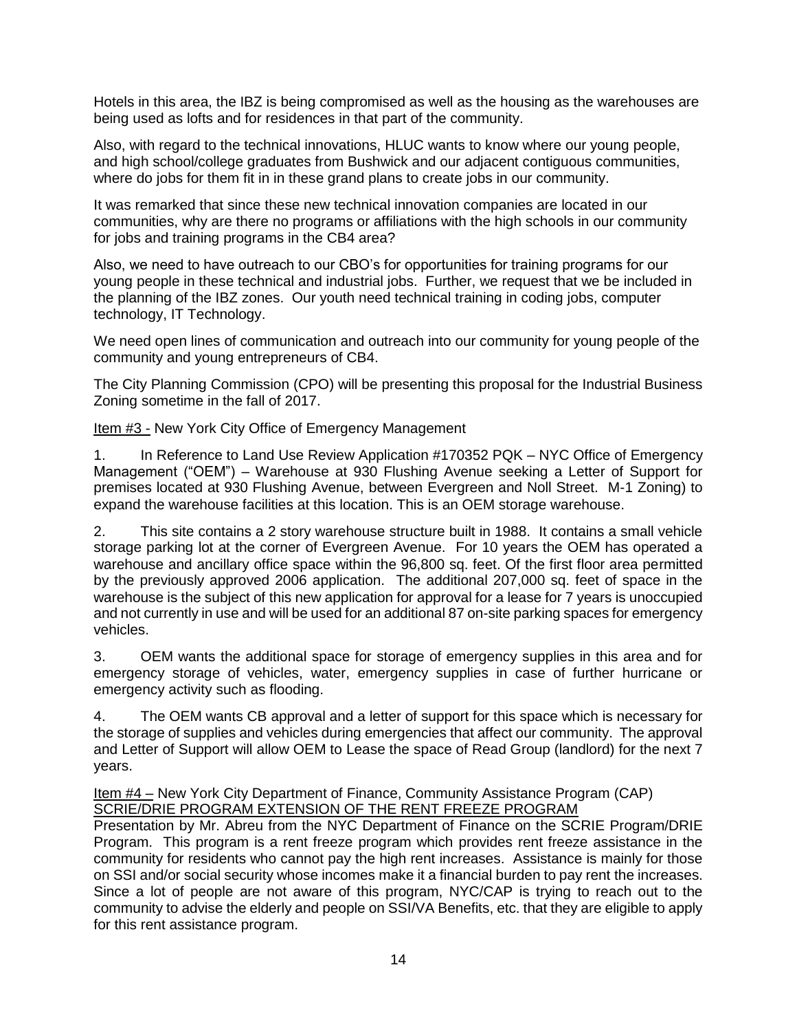Hotels in this area, the IBZ is being compromised as well as the housing as the warehouses are being used as lofts and for residences in that part of the community.

Also, with regard to the technical innovations, HLUC wants to know where our young people, and high school/college graduates from Bushwick and our adjacent contiguous communities, where do jobs for them fit in in these grand plans to create jobs in our community.

It was remarked that since these new technical innovation companies are located in our communities, why are there no programs or affiliations with the high schools in our community for jobs and training programs in the CB4 area?

Also, we need to have outreach to our CBO's for opportunities for training programs for our young people in these technical and industrial jobs. Further, we request that we be included in the planning of the IBZ zones. Our youth need technical training in coding jobs, computer technology, IT Technology.

We need open lines of communication and outreach into our community for young people of the community and young entrepreneurs of CB4.

The City Planning Commission (CPO) will be presenting this proposal for the Industrial Business Zoning sometime in the fall of 2017.

<u>Item #3 -</u> New York City Office of Emergency Management

1. In Reference to Land Use Review Application #170352 PQK – NYC Office of Emergency Management ("OEM") – Warehouse at 930 Flushing Avenue seeking a Letter of Support for premises located at 930 Flushing Avenue, between Evergreen and Noll Street. M-1 Zoning) to expand the warehouse facilities at this location. This is an OEM storage warehouse.

2. This site contains a 2 story warehouse structure built in 1988. It contains a small vehicle storage parking lot at the corner of Evergreen Avenue. For 10 years the OEM has operated a warehouse and ancillary office space within the 96,800 sq. feet. Of the first floor area permitted by the previously approved 2006 application. The additional 207,000 sq. feet of space in the warehouse is the subject of this new application for approval for a lease for 7 years is unoccupied and not currently in use and will be used for an additional 87 on-site parking spaces for emergency vehicles.

3. OEM wants the additional space for storage of emergency supplies in this area and for emergency storage of vehicles, water, emergency supplies in case of further hurricane or emergency activity such as flooding.

4. The OEM wants CB approval and a letter of support for this space which is necessary for the storage of supplies and vehicles during emergencies that affect our community. The approval and Letter of Support will allow OEM to Lease the space of Read Group (landlord) for the next 7 years.

<u>Item #4 –</u> New York City Department of Finance, Community Assistance Program (CAP)
<u>SCRIE/DRIE PROGRAM EXTENSION OF THE RENT FREEZE PROGRAM</u>

Presentation by Mr. Abreu from the NYC Department of Finance on the SCRIE Program/DRIE Program. This program is a rent freeze program which provides rent freeze assistance in the community for residents who cannot pay the high rent increases. Assistance is mainly for those on SSI and/or social security whose incomes make it a financial burden to pay rent the increases. Since a lot of people are not aware of this program, NYC/CAP is trying to reach out to the community to advise the elderly and people on SSI/VA Benefits, etc. that they are eligible to apply for this rent assistance program.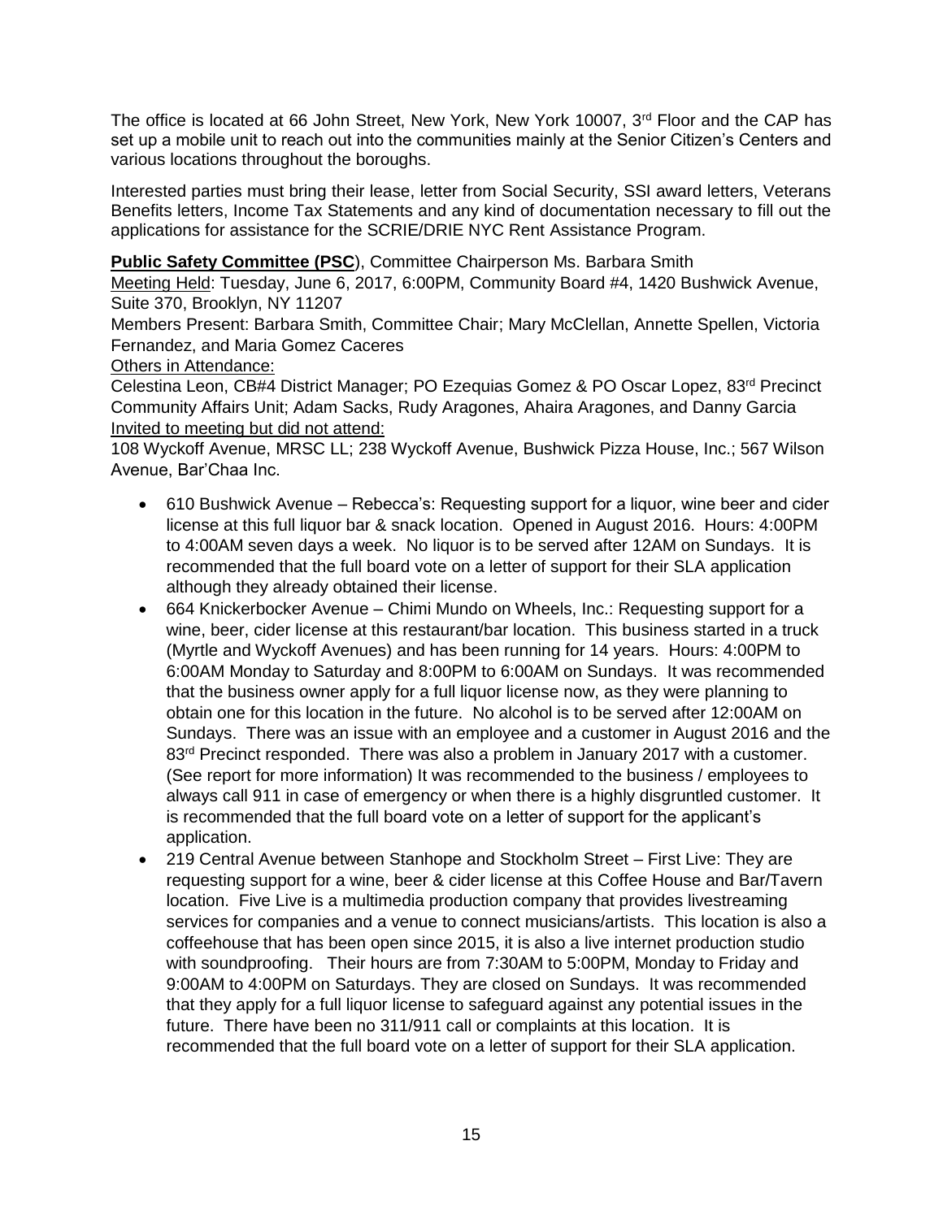The office is located at 66 John Street, New York, New York 10007, 3rd Floor and the CAP has set up a mobile unit to reach out into the communities mainly at the Senior Citizen's Centers and various locations throughout the boroughs.

Interested parties must bring their lease, letter from Social Security, SSI award letters, Veterans Benefits letters, Income Tax Statements and any kind of documentation necessary to fill out the applications for assistance for the SCRIE/DRIE NYC Rent Assistance Program.

**Public Safety Committee (PSC**), Committee Chairperson Ms. Barbara Smith
Meeting Held: Tuesday, June 6, 2017, 6:00PM, Community Board #4, 1420 Bushwick Avenue, Suite 370, Brooklyn, NY 11207
Members Present: Barbara Smith, Committee Chair; Mary McClellan, Annette Spellen, Victoria Fernandez, and Maria Gomez Caceres
Others in Attendance:
Celestina Leon, CB#4 District Manager; PO Ezequias Gomez & PO Oscar Lopez, 83rd Precinct Community Affairs Unit; Adam Sacks, Rudy Aragones, Ahaira Aragones, and Danny Garcia
Invited to meeting but did not attend:
108 Wyckoff Avenue, MRSC LL; 238 Wyckoff Avenue, Bushwick Pizza House, Inc.; 567 Wilson Avenue, Bar'Chaa Inc.

- 610 Bushwick Avenue – Rebecca's: Requesting support for a liquor, wine beer and cider license at this full liquor bar & snack location. Opened in August 2016. Hours: 4:00PM to 4:00AM seven days a week. No liquor is to be served after 12AM on Sundays. It is recommended that the full board vote on a letter of support for their SLA application although they already obtained their license.
- 664 Knickerbocker Avenue – Chimi Mundo on Wheels, Inc.: Requesting support for a wine, beer, cider license at this restaurant/bar location. This business started in a truck (Myrtle and Wyckoff Avenues) and has been running for 14 years. Hours: 4:00PM to 6:00AM Monday to Saturday and 8:00PM to 6:00AM on Sundays. It was recommended that the business owner apply for a full liquor license now, as they were planning to obtain one for this location in the future. No alcohol is to be served after 12:00AM on Sundays. There was an issue with an employee and a customer in August 2016 and the 83rd Precinct responded. There was also a problem in January 2017 with a customer. (See report for more information) It was recommended to the business / employees to always call 911 in case of emergency or when there is a highly disgruntled customer. It is recommended that the full board vote on a letter of support for the applicant's application.
- 219 Central Avenue between Stanhope and Stockholm Street – First Live: They are requesting support for a wine, beer & cider license at this Coffee House and Bar/Tavern location. Five Live is a multimedia production company that provides livestreaming services for companies and a venue to connect musicians/artists. This location is also a coffeehouse that has been open since 2015, it is also a live internet production studio with soundproofing. Their hours are from 7:30AM to 5:00PM, Monday to Friday and 9:00AM to 4:00PM on Saturdays. They are closed on Sundays. It was recommended that they apply for a full liquor license to safeguard against any potential issues in the future. There have been no 311/911 call or complaints at this location. It is recommended that the full board vote on a letter of support for their SLA application.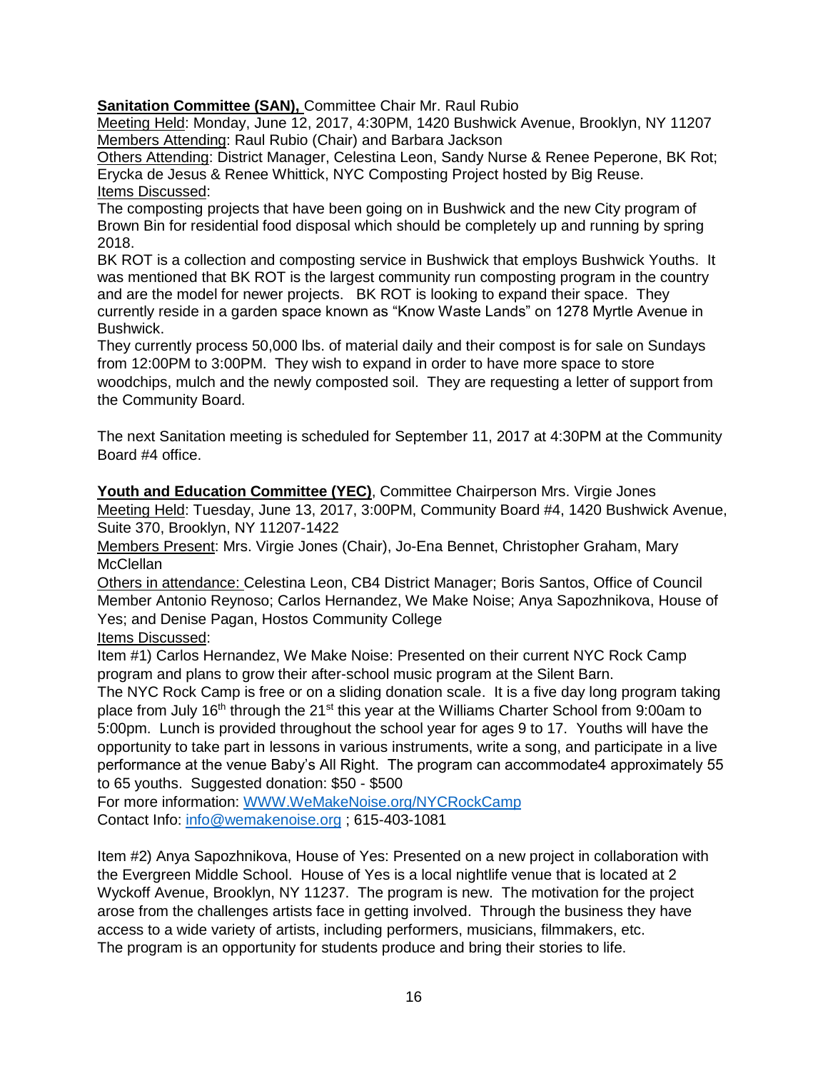**<u>Sanitation Committee (SAN),</u>** Committee Chair Mr. Raul Rubio
<u>Meeting Held</u>: Monday, June 12, 2017, 4:30PM, 1420 Bushwick Avenue, Brooklyn, NY 11207
<u>Members Attending</u>: Raul Rubio (Chair) and Barbara Jackson
<u>Others Attending</u>: District Manager, Celestina Leon, Sandy Nurse & Renee Peperone, BK Rot; Erycka de Jesus & Renee Whittick, NYC Composting Project hosted by Big Reuse.
<u>Items Discussed</u>:
The composting projects that have been going on in Bushwick and the new City program of Brown Bin for residential food disposal which should be completely up and running by spring 2018.
BK ROT is a collection and composting service in Bushwick that employs Bushwick Youths. It was mentioned that BK ROT is the largest community run composting program in the country and are the model for newer projects. BK ROT is looking to expand their space. They currently reside in a garden space known as "Know Waste Lands" on 1278 Myrtle Avenue in Bushwick.
They currently process 50,000 lbs. of material daily and their compost is for sale on Sundays from 12:00PM to 3:00PM. They wish to expand in order to have more space to store woodchips, mulch and the newly composted soil. They are requesting a letter of support from the Community Board.

The next Sanitation meeting is scheduled for September 11, 2017 at 4:30PM at the Community Board #4 office.

**<u>Youth and Education Committee (YEC)</u>**, Committee Chairperson Mrs. Virgie Jones
<u>Meeting Held</u>: Tuesday, June 13, 2017, 3:00PM, Community Board #4, 1420 Bushwick Avenue, Suite 370, Brooklyn, NY 11207-1422
<u>Members Present</u>: Mrs. Virgie Jones (Chair), Jo-Ena Bennet, Christopher Graham, Mary McClellan
<u>Others in attendance:</u> Celestina Leon, CB4 District Manager; Boris Santos, Office of Council Member Antonio Reynoso; Carlos Hernandez, We Make Noise; Anya Sapozhnikova, House of Yes; and Denise Pagan, Hostos Community College
<u>Items Discussed</u>:
Item #1) Carlos Hernandez, We Make Noise: Presented on their current NYC Rock Camp program and plans to grow their after-school music program at the Silent Barn.
The NYC Rock Camp is free or on a sliding donation scale. It is a five day long program taking place from July 16th through the 21st this year at the Williams Charter School from 9:00am to 5:00pm. Lunch is provided throughout the school year for ages 9 to 17. Youths will have the opportunity to take part in lessons in various instruments, write a song, and participate in a live performance at the venue Baby's All Right. The program can accommodate4 approximately 55 to 65 youths. Suggested donation: $50 - $500
For more information: WWW.WeMakeNoise.org/NYCRockCamp
Contact Info: info@wemakenoise.org ; 615-403-1081

Item #2) Anya Sapozhnikova, House of Yes: Presented on a new project in collaboration with the Evergreen Middle School. House of Yes is a local nightlife venue that is located at 2 Wyckoff Avenue, Brooklyn, NY 11237. The program is new. The motivation for the project arose from the challenges artists face in getting involved. Through the business they have access to a wide variety of artists, including performers, musicians, filmmakers, etc.
The program is an opportunity for students produce and bring their stories to life.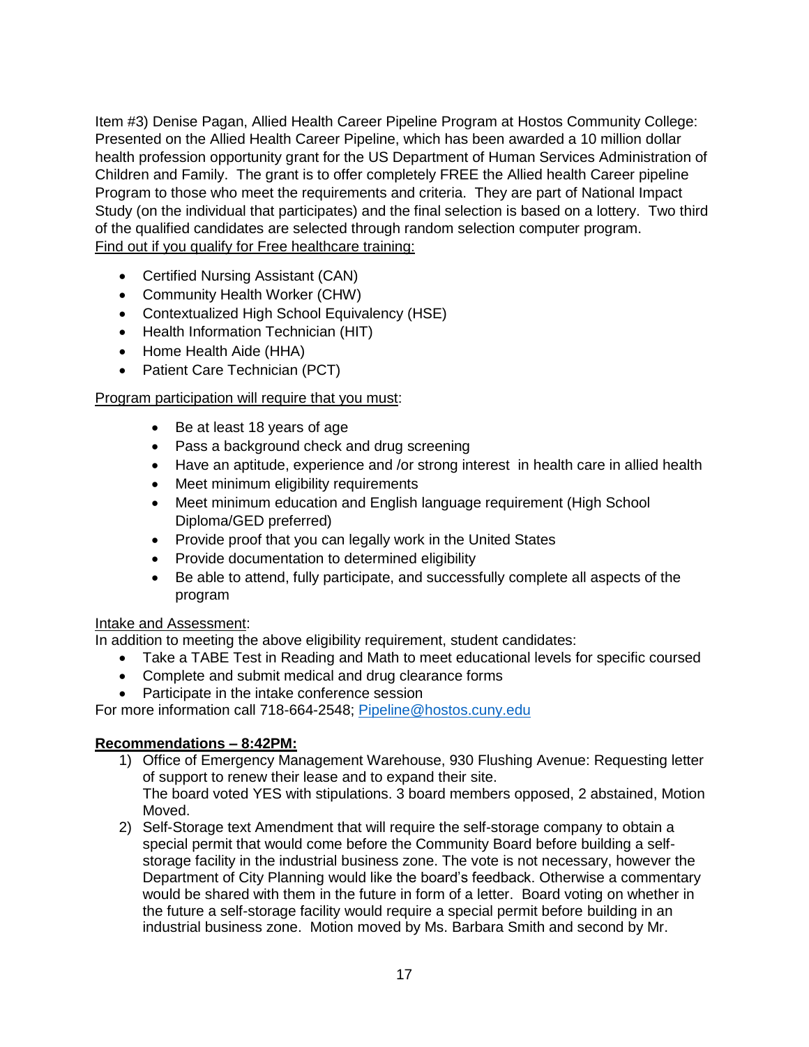Item #3) Denise Pagan, Allied Health Career Pipeline Program at Hostos Community College: Presented on the Allied Health Career Pipeline, which has been awarded a 10 million dollar health profession opportunity grant for the US Department of Human Services Administration of Children and Family. The grant is to offer completely FREE the Allied health Career pipeline Program to those who meet the requirements and criteria. They are part of National Impact Study (on the individual that participates) and the final selection is based on a lottery. Two third of the qualified candidates are selected through random selection computer program.

Find out if you qualify for Free healthcare training:

- Certified Nursing Assistant (CAN)
- Community Health Worker (CHW)
- Contextualized High School Equivalency (HSE)
- Health Information Technician (HIT)
- Home Health Aide (HHA)
- Patient Care Technician (PCT)

Program participation will require that you must:

- Be at least 18 years of age
- Pass a background check and drug screening
- Have an aptitude, experience and /or strong interest in health care in allied health
- Meet minimum eligibility requirements
- Meet minimum education and English language requirement (High School Diploma/GED preferred)
- Provide proof that you can legally work in the United States
- Provide documentation to determined eligibility
- Be able to attend, fully participate, and successfully complete all aspects of the program

Intake and Assessment:

In addition to meeting the above eligibility requirement, student candidates:

- Take a TABE Test in Reading and Math to meet educational levels for specific coursed
- Complete and submit medical and drug clearance forms
- Participate in the intake conference session

For more information call 718-664-2548; Pipeline@hostos.cuny.edu

**Recommendations – 8:42PM:**

1) Office of Emergency Management Warehouse, 930 Flushing Avenue: Requesting letter of support to renew their lease and to expand their site.
   The board voted YES with stipulations. 3 board members opposed, 2 abstained, Motion Moved.
2) Self-Storage text Amendment that will require the self-storage company to obtain a special permit that would come before the Community Board before building a self-storage facility in the industrial business zone. The vote is not necessary, however the Department of City Planning would like the board's feedback. Otherwise a commentary would be shared with them in the future in form of a letter. Board voting on whether in the future a self-storage facility would require a special permit before building in an industrial business zone. Motion moved by Ms. Barbara Smith and second by Mr.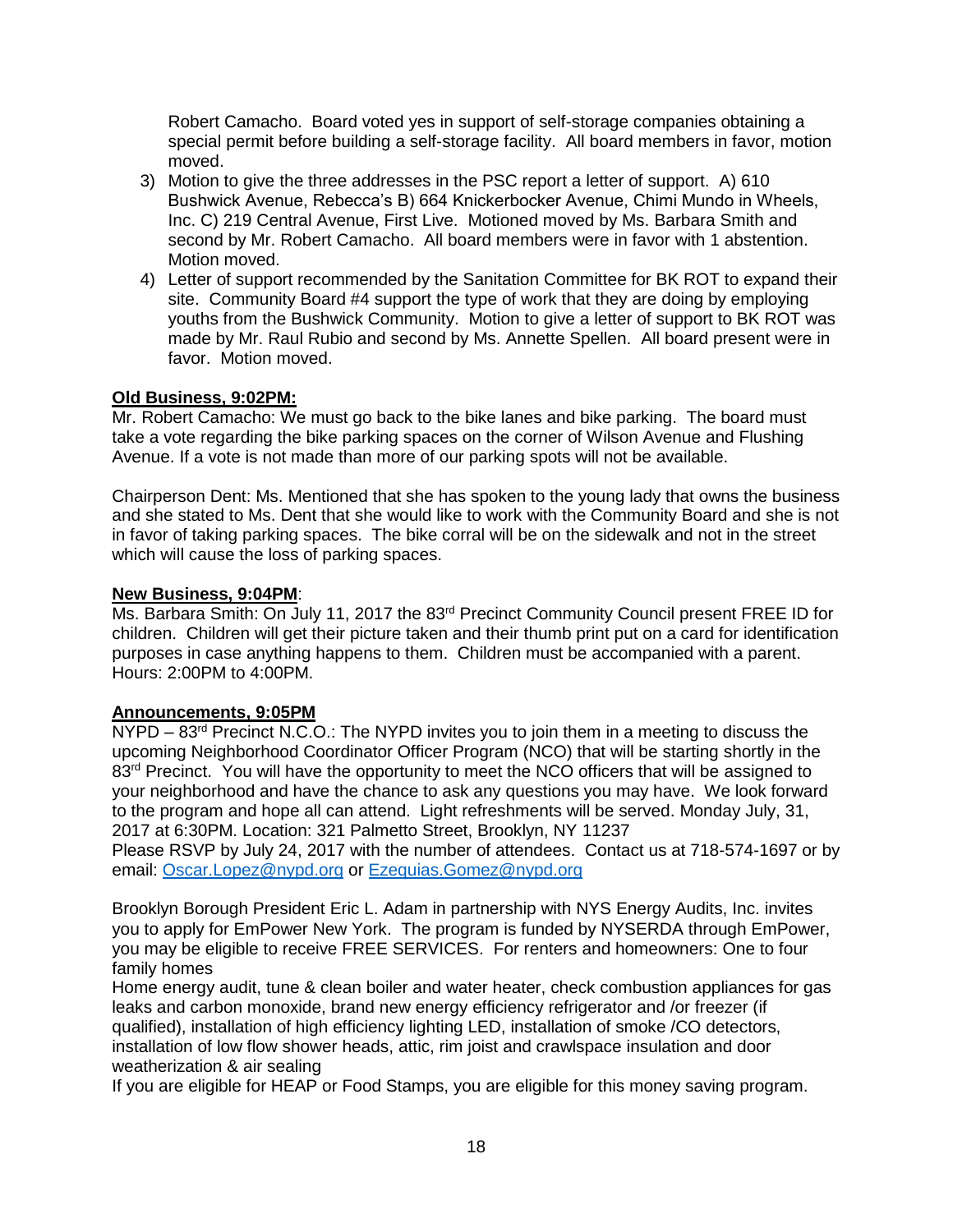Robert Camacho. Board voted yes in support of self-storage companies obtaining a special permit before building a self-storage facility. All board members in favor, motion moved.

3) Motion to give the three addresses in the PSC report a letter of support. A) 610 Bushwick Avenue, Rebecca's B) 664 Knickerbocker Avenue, Chimi Mundo in Wheels, Inc. C) 219 Central Avenue, First Live. Motioned moved by Ms. Barbara Smith and second by Mr. Robert Camacho. All board members were in favor with 1 abstention. Motion moved.
4) Letter of support recommended by the Sanitation Committee for BK ROT to expand their site. Community Board #4 support the type of work that they are doing by employing youths from the Bushwick Community. Motion to give a letter of support to BK ROT was made by Mr. Raul Rubio and second by Ms. Annette Spellen. All board present were in favor. Motion moved.

**Old Business, 9:02PM:**

Mr. Robert Camacho: We must go back to the bike lanes and bike parking. The board must take a vote regarding the bike parking spaces on the corner of Wilson Avenue and Flushing Avenue. If a vote is not made than more of our parking spots will not be available.

Chairperson Dent: Ms. Mentioned that she has spoken to the young lady that owns the business and she stated to Ms. Dent that she would like to work with the Community Board and she is not in favor of taking parking spaces. The bike corral will be on the sidewalk and not in the street which will cause the loss of parking spaces.

**New Business, 9:04PM**:

Ms. Barbara Smith: On July 11, 2017 the 83rd Precinct Community Council present FREE ID for children. Children will get their picture taken and their thumb print put on a card for identification purposes in case anything happens to them. Children must be accompanied with a parent. Hours: 2:00PM to 4:00PM.

**Announcements, 9:05PM**

NYPD – 83rd Precinct N.C.O.: The NYPD invites you to join them in a meeting to discuss the upcoming Neighborhood Coordinator Officer Program (NCO) that will be starting shortly in the 83rd Precinct. You will have the opportunity to meet the NCO officers that will be assigned to your neighborhood and have the chance to ask any questions you may have. We look forward to the program and hope all can attend. Light refreshments will be served. Monday July, 31, 2017 at 6:30PM. Location: 321 Palmetto Street, Brooklyn, NY 11237
Please RSVP by July 24, 2017 with the number of attendees. Contact us at 718-574-1697 or by email: Oscar.Lopez@nypd.org or Ezequias.Gomez@nypd.org

Brooklyn Borough President Eric L. Adam in partnership with NYS Energy Audits, Inc. invites you to apply for EmPower New York. The program is funded by NYSERDA through EmPower, you may be eligible to receive FREE SERVICES. For renters and homeowners: One to four family homes
Home energy audit, tune & clean boiler and water heater, check combustion appliances for gas leaks and carbon monoxide, brand new energy efficiency refrigerator and /or freezer (if qualified), installation of high efficiency lighting LED, installation of smoke /CO detectors, installation of low flow shower heads, attic, rim joist and crawlspace insulation and door weatherization & air sealing
If you are eligible for HEAP or Food Stamps, you are eligible for this money saving program.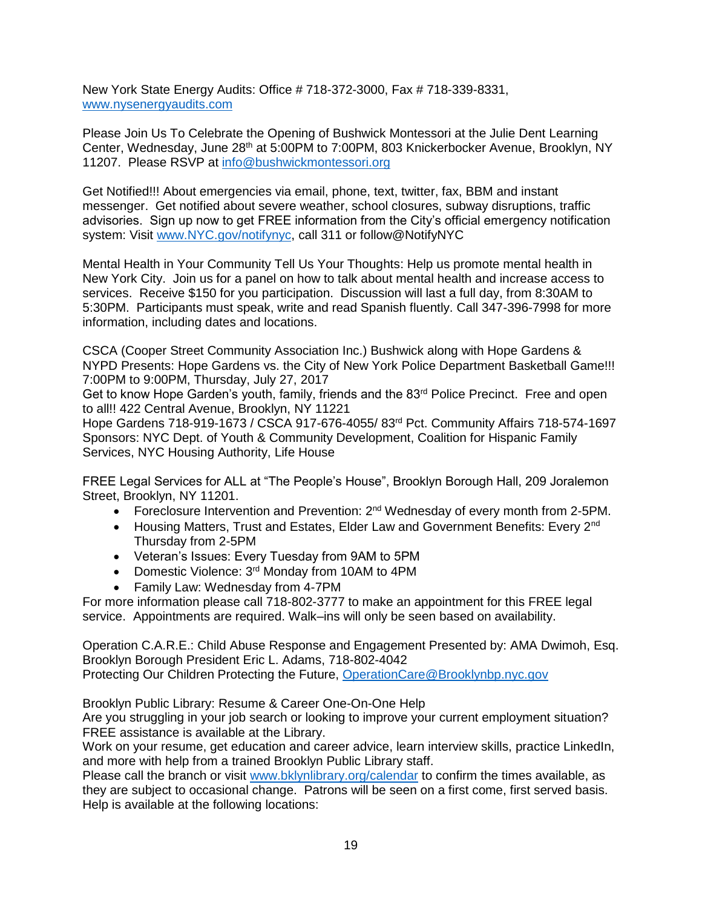New York State Energy Audits: Office # 718-372-3000, Fax # 718-339-8331, www.nysenergyaudits.com

Please Join Us To Celebrate the Opening of Bushwick Montessori at the Julie Dent Learning Center, Wednesday, June 28th at 5:00PM to 7:00PM, 803 Knickerbocker Avenue, Brooklyn, NY 11207. Please RSVP at info@bushwickmontessori.org

Get Notified!!! About emergencies via email, phone, text, twitter, fax, BBM and instant messenger. Get notified about severe weather, school closures, subway disruptions, traffic advisories. Sign up now to get FREE information from the City's official emergency notification system: Visit www.NYC.gov/notifynyc, call 311 or follow@NotifyNYC

Mental Health in Your Community Tell Us Your Thoughts: Help us promote mental health in New York City. Join us for a panel on how to talk about mental health and increase access to services. Receive $150 for you participation. Discussion will last a full day, from 8:30AM to 5:30PM. Participants must speak, write and read Spanish fluently. Call 347-396-7998 for more information, including dates and locations.

CSCA (Cooper Street Community Association Inc.) Bushwick along with Hope Gardens & NYPD Presents: Hope Gardens vs. the City of New York Police Department Basketball Game!!! 7:00PM to 9:00PM, Thursday, July 27, 2017
Get to know Hope Garden's youth, family, friends and the 83rd Police Precinct. Free and open to all!! 422 Central Avenue, Brooklyn, NY 11221
Hope Gardens 718-919-1673 / CSCA 917-676-4055/ 83rd Pct. Community Affairs 718-574-1697
Sponsors: NYC Dept. of Youth & Community Development, Coalition for Hispanic Family Services, NYC Housing Authority, Life House

FREE Legal Services for ALL at "The People's House", Brooklyn Borough Hall, 209 Joralemon Street, Brooklyn, NY 11201.

- Foreclosure Intervention and Prevention: 2nd Wednesday of every month from 2-5PM.
- Housing Matters, Trust and Estates, Elder Law and Government Benefits: Every 2nd Thursday from 2-5PM
- Veteran's Issues: Every Tuesday from 9AM to 5PM
- Domestic Violence: 3rd Monday from 10AM to 4PM
- Family Law: Wednesday from 4-7PM

For more information please call 718-802-3777 to make an appointment for this FREE legal service. Appointments are required. Walk–ins will only be seen based on availability.

Operation C.A.R.E.: Child Abuse Response and Engagement Presented by: AMA Dwimoh, Esq. Brooklyn Borough President Eric L. Adams, 718-802-4042
Protecting Our Children Protecting the Future, OperationCare@Brooklynbp.nyc.gov

Brooklyn Public Library: Resume & Career One-On-One Help
Are you struggling in your job search or looking to improve your current employment situation? FREE assistance is available at the Library.
Work on your resume, get education and career advice, learn interview skills, practice LinkedIn, and more with help from a trained Brooklyn Public Library staff.
Please call the branch or visit www.bklynlibrary.org/calendar to confirm the times available, as they are subject to occasional change. Patrons will be seen on a first come, first served basis. Help is available at the following locations: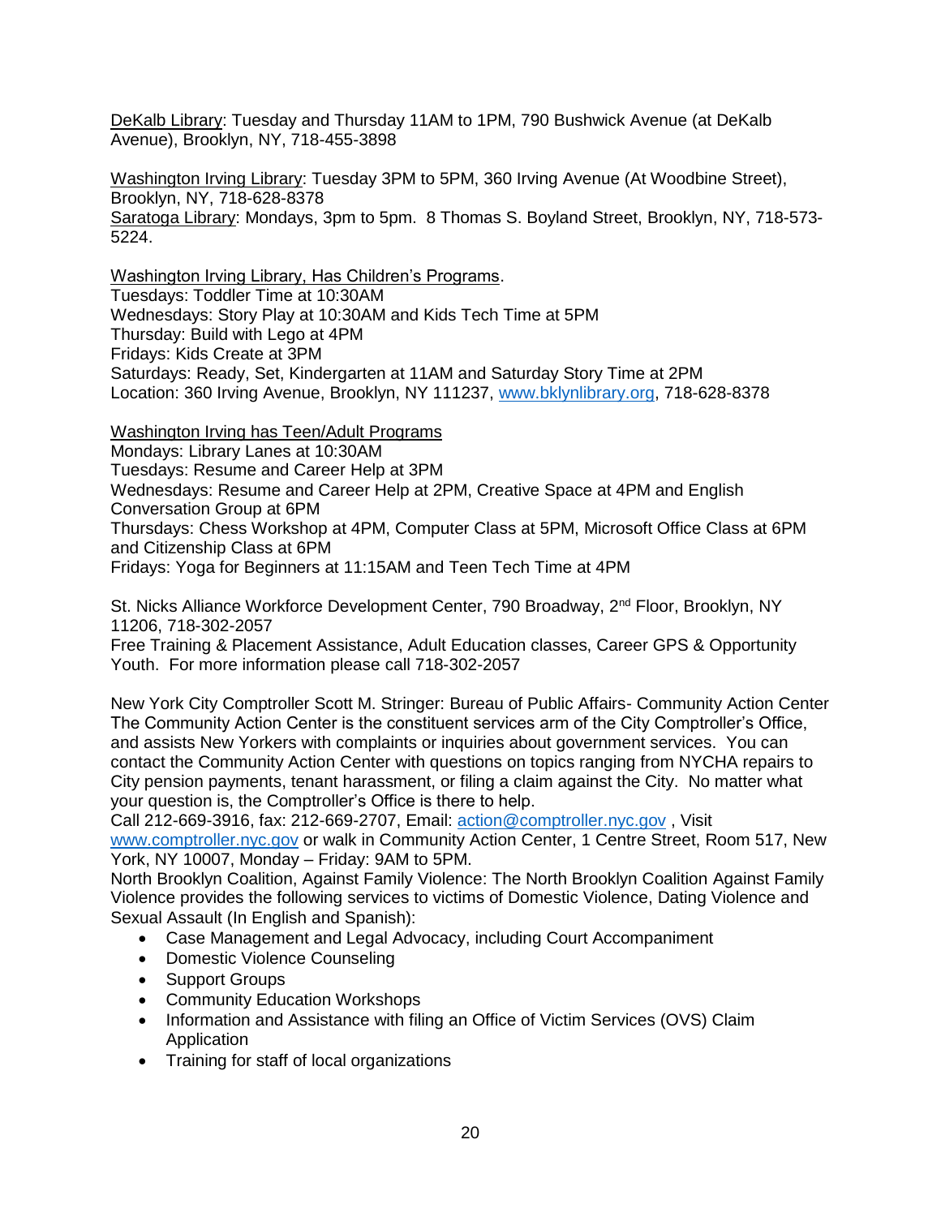DeKalb Library: Tuesday and Thursday 11AM to 1PM, 790 Bushwick Avenue (at DeKalb Avenue), Brooklyn, NY, 718-455-3898

Washington Irving Library: Tuesday 3PM to 5PM, 360 Irving Avenue (At Woodbine Street), Brooklyn, NY, 718-628-8378
Saratoga Library: Mondays, 3pm to 5pm. 8 Thomas S. Boyland Street, Brooklyn, NY, 718-573-5224.

Washington Irving Library, Has Children's Programs.
Tuesdays: Toddler Time at 10:30AM
Wednesdays: Story Play at 10:30AM and Kids Tech Time at 5PM
Thursday: Build with Lego at 4PM
Fridays: Kids Create at 3PM
Saturdays: Ready, Set, Kindergarten at 11AM and Saturday Story Time at 2PM
Location: 360 Irving Avenue, Brooklyn, NY 111237, www.bklynlibrary.org, 718-628-8378

Washington Irving has Teen/Adult Programs
Mondays: Library Lanes at 10:30AM
Tuesdays: Resume and Career Help at 3PM
Wednesdays: Resume and Career Help at 2PM, Creative Space at 4PM and English Conversation Group at 6PM
Thursdays: Chess Workshop at 4PM, Computer Class at 5PM, Microsoft Office Class at 6PM and Citizenship Class at 6PM
Fridays: Yoga for Beginners at 11:15AM and Teen Tech Time at 4PM

St. Nicks Alliance Workforce Development Center, 790 Broadway, 2nd Floor, Brooklyn, NY 11206, 718-302-2057
Free Training & Placement Assistance, Adult Education classes, Career GPS & Opportunity Youth. For more information please call 718-302-2057

New York City Comptroller Scott M. Stringer: Bureau of Public Affairs- Community Action Center
The Community Action Center is the constituent services arm of the City Comptroller's Office, and assists New Yorkers with complaints or inquiries about government services. You can contact the Community Action Center with questions on topics ranging from NYCHA repairs to City pension payments, tenant harassment, or filing a claim against the City. No matter what your question is, the Comptroller's Office is there to help.
Call 212-669-3916, fax: 212-669-2707, Email: action@comptroller.nyc.gov , Visit www.comptroller.nyc.gov or walk in Community Action Center, 1 Centre Street, Room 517, New York, NY 10007, Monday – Friday: 9AM to 5PM.
North Brooklyn Coalition, Against Family Violence: The North Brooklyn Coalition Against Family Violence provides the following services to victims of Domestic Violence, Dating Violence and Sexual Assault (In English and Spanish):

- Case Management and Legal Advocacy, including Court Accompaniment
- Domestic Violence Counseling
- Support Groups
- Community Education Workshops
- Information and Assistance with filing an Office of Victim Services (OVS) Claim Application
- Training for staff of local organizations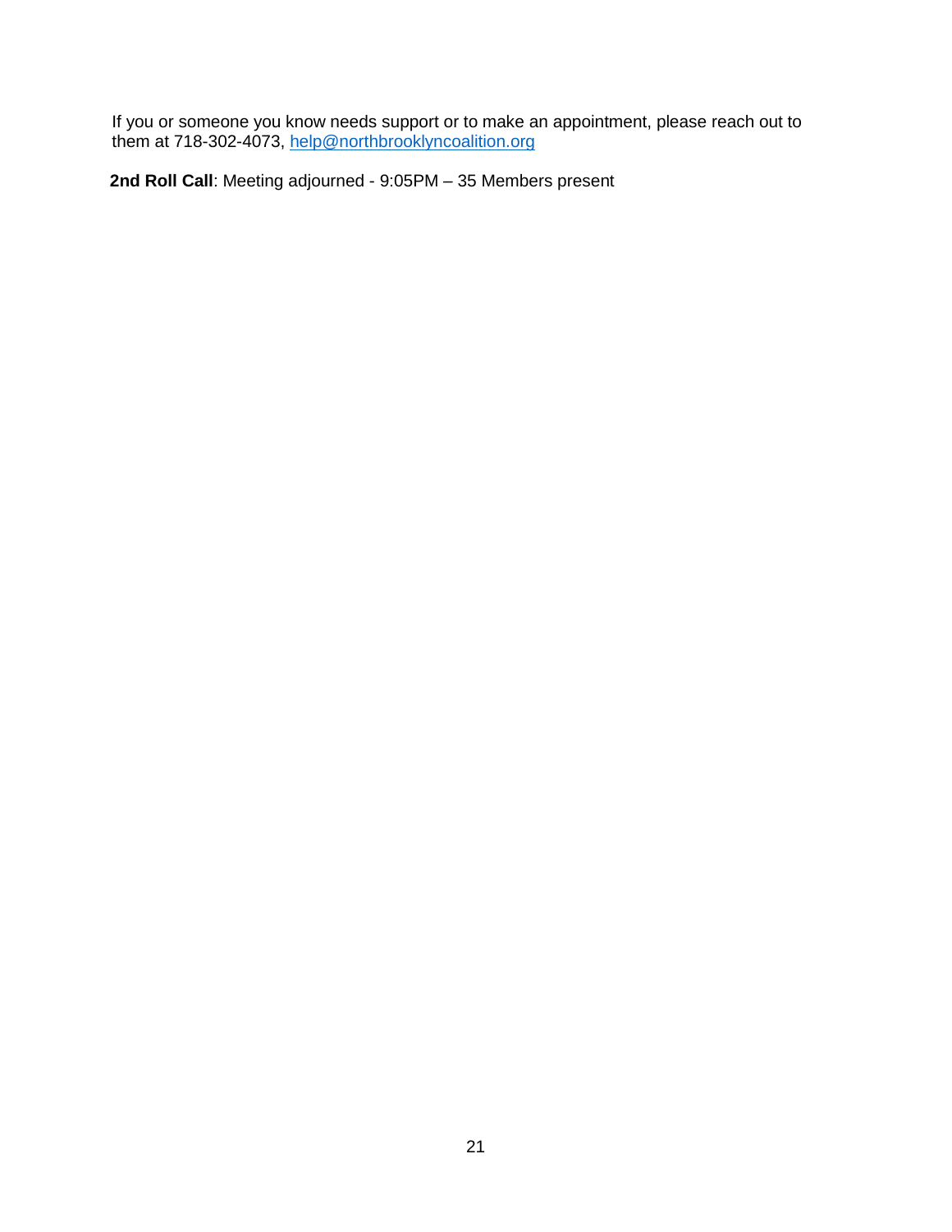If you or someone you know needs support or to make an appointment, please reach out to them at 718-302-4073, help@northbrooklyncoalition.org

**2nd Roll Call**: Meeting adjourned - 9:05PM – 35 Members present